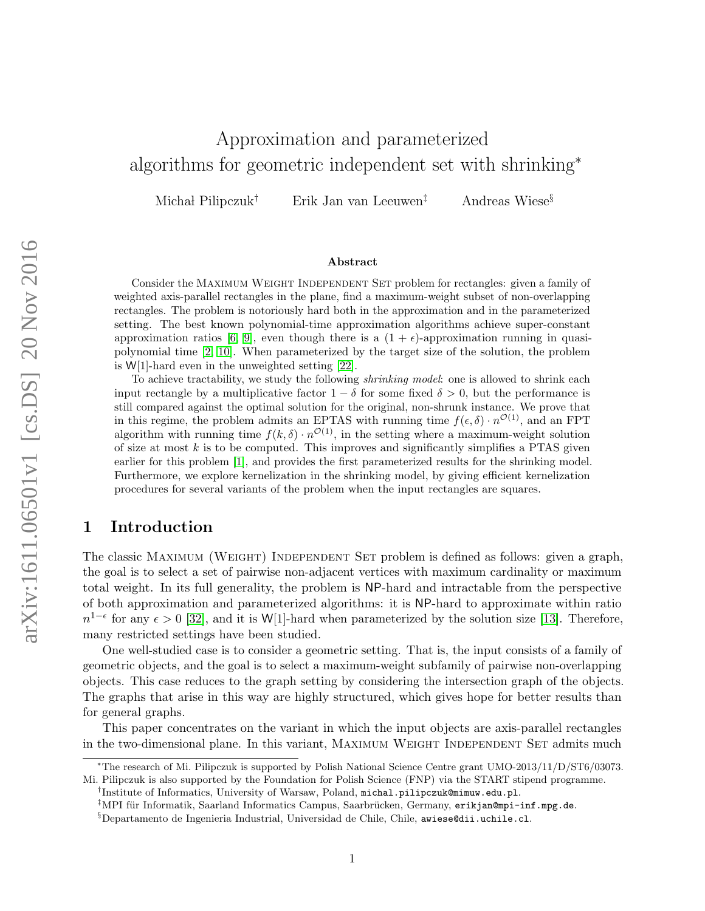# Approximation and parameterized algorithms for geometric independent set with shrinking*

Michał Pilipczuk[†] Erik Jan van Leeuwen[‡] Andreas Wiese[§]

### Abstract

Consider the Maximum Weight Independent Set problem for rectangles: given a family of weighted axis-parallel rectangles in the plane, find a maximum-weight subset of non-overlapping rectangles. The problem is notoriously hard both in the approximation and in the parameterized setting. The best known polynomial-time approximation algorithms achieve super-constant approximation ratios [6, 9], even though there is a $(1+\epsilon)$-approximation running in quasi-polynomial time [2, 10]. When parameterized by the target size of the solution, the problem is W[1]-hard even in the unweighted setting [22].

To achieve tractability, we study the following *shrinking model*: one is allowed to shrink each input rectangle by a multiplicative factor $1-\delta$ for some fixed $\delta > 0$, but the performance is still compared against the optimal solution for the original, non-shrunk instance. We prove that in this regime, the problem admits an EPTAS with running time $f(\epsilon, \delta) \cdot n^{\mathcal{O}(1)}$, and an FPT algorithm with running time $f(k, \delta) \cdot n^{\mathcal{O}(1)}$, in the setting where a maximum-weight solution of size at most $k$ is to be computed. This improves and significantly simplifies a PTAS given earlier for this problem [1], and provides the first parameterized results for the shrinking model. Furthermore, we explore kernelization in the shrinking model, by giving efficient kernelization procedures for several variants of the problem when the input rectangles are squares.

## 1 Introduction

The classic Maximum (Weight) Independent Set problem is defined as follows: given a graph, the goal is to select a set of pairwise non-adjacent vertices with maximum cardinality or maximum total weight. In its full generality, the problem is NP-hard and intractable from the perspective of both approximation and parameterized algorithms: it is NP-hard to approximate within ratio $n^{1-\epsilon}$ for any $\epsilon > 0$ [32], and it is W[1]-hard when parameterized by the solution size [13]. Therefore, many restricted settings have been studied.

One well-studied case is to consider a geometric setting. That is, the input consists of a family of geometric objects, and the goal is to select a maximum-weight subfamily of pairwise non-overlapping objects. This case reduces to the graph setting by considering the intersection graph of the objects. The graphs that arise in this way are highly structured, which gives hope for better results than for general graphs.

This paper concentrates on the variant in which the input objects are axis-parallel rectangles in the two-dimensional plane. In this variant, Maximum Weight Independent Set admits much

---

*The research of Mi. Pilipczuk is supported by Polish National Science Centre grant UMO-2013/11/D/ST6/03073. Mi. Pilipczuk is also supported by the Foundation for Polish Science (FNP) via the START stipend programme.

[†]Institute of Informatics, University of Warsaw, Poland, michal.pilipczuk@mimuw.edu.pl.

[‡]MPI für Informatik, Saarland Informatics Campus, Saarbrücken, Germany, erikjan@mpi-inf.mpg.de.

[§]Departamento de Ingenieria Industrial, Universidad de Chile, Chile, awiese@dii.uchile.cl.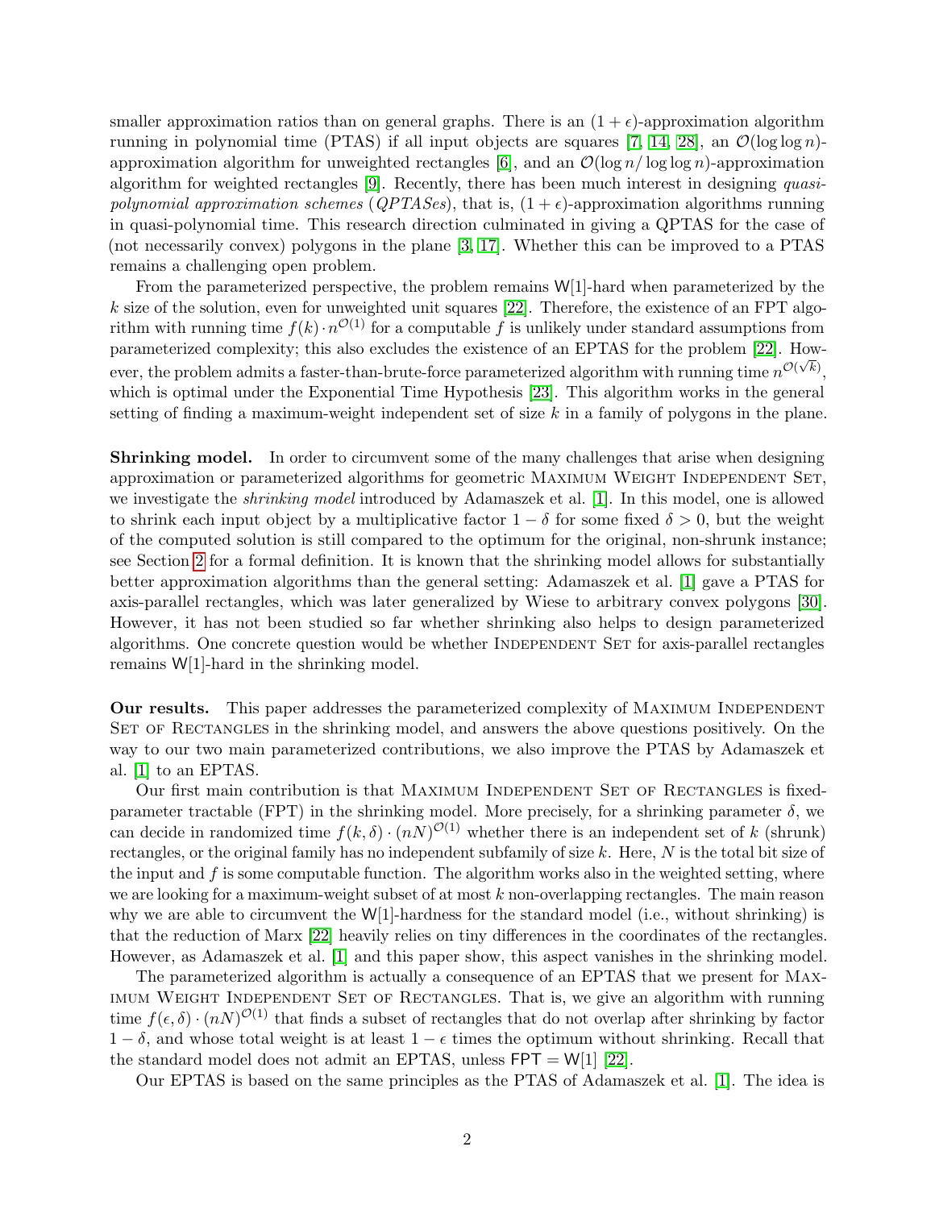smaller approximation ratios than on general graphs. There is an $(1+\epsilon)$-approximation algorithm running in polynomial time (PTAS) if all input objects are squares [7, 14, 28], an $\mathcal{O}(\log\log n)$-approximation algorithm for unweighted rectangles [6], and an $\mathcal{O}(\log n/\log\log n)$-approximation algorithm for weighted rectangles [9]. Recently, there has been much interest in designing *quasi-polynomial approximation schemes* (*QPTASes*), that is, $(1+\epsilon)$-approximation algorithms running in quasi-polynomial time. This research direction culminated in giving a QPTAS for the case of (not necessarily convex) polygons in the plane [3, 17]. Whether this can be improved to a PTAS remains a challenging open problem.

From the parameterized perspective, the problem remains $\mathsf{W}[1]$-hard when parameterized by the $k$ size of the solution, even for unweighted unit squares [22]. Therefore, the existence of an FPT algorithm with running time $f(k)\cdot n^{\mathcal{O}(1)}$ for a computable $f$ is unlikely under standard assumptions from parameterized complexity; this also excludes the existence of an EPTAS for the problem [22]. However, the problem admits a faster-than-brute-force parameterized algorithm with running time $n^{\mathcal{O}(\sqrt{k})}$, which is optimal under the Exponential Time Hypothesis [23]. This algorithm works in the general setting of finding a maximum-weight independent set of size $k$ in a family of polygons in the plane.

**Shrinking model.** In order to circumvent some of the many challenges that arise when designing approximation or parameterized algorithms for geometric Maximum Weight Independent Set, we investigate the *shrinking model* introduced by Adamaszek et al. [1]. In this model, one is allowed to shrink each input object by a multiplicative factor $1-\delta$ for some fixed $\delta > 0$, but the weight of the computed solution is still compared to the optimum for the original, non-shrunk instance; see Section 2 for a formal definition. It is known that the shrinking model allows for substantially better approximation algorithms than the general setting: Adamaszek et al. [1] gave a PTAS for axis-parallel rectangles, which was later generalized by Wiese to arbitrary convex polygons [30]. However, it has not been studied so far whether shrinking also helps to design parameterized algorithms. One concrete question would be whether Independent Set for axis-parallel rectangles remains $\mathsf{W}[1]$-hard in the shrinking model.

**Our results.** This paper addresses the parameterized complexity of Maximum Independent Set of Rectangles in the shrinking model, and answers the above questions positively. On the way to our two main parameterized contributions, we also improve the PTAS by Adamaszek et al. [1] to an EPTAS.

Our first main contribution is that Maximum Independent Set of Rectangles is fixed-parameter tractable (FPT) in the shrinking model. More precisely, for a shrinking parameter $\delta$, we can decide in randomized time $f(k,\delta)\cdot(nN)^{\mathcal{O}(1)}$ whether there is an independent set of $k$ (shrunk) rectangles, or the original family has no independent subfamily of size $k$. Here, $N$ is the total bit size of the input and $f$ is some computable function. The algorithm works also in the weighted setting, where we are looking for a maximum-weight subset of at most $k$ non-overlapping rectangles. The main reason why we are able to circumvent the $\mathsf{W}[1]$-hardness for the standard model (i.e., without shrinking) is that the reduction of Marx [22] heavily relies on tiny differences in the coordinates of the rectangles. However, as Adamaszek et al. [1] and this paper show, this aspect vanishes in the shrinking model.

The parameterized algorithm is actually a consequence of an EPTAS that we present for Maximum Weight Independent Set of Rectangles. That is, we give an algorithm with running time $f(\epsilon,\delta)\cdot(nN)^{\mathcal{O}(1)}$ that finds a subset of rectangles that do not overlap after shrinking by factor $1-\delta$, and whose total weight is at least $1-\epsilon$ times the optimum without shrinking. Recall that the standard model does not admit an EPTAS, unless $\mathsf{FPT} = \mathsf{W}[1]$ [22].

Our EPTAS is based on the same principles as the PTAS of Adamaszek et al. [1]. The idea is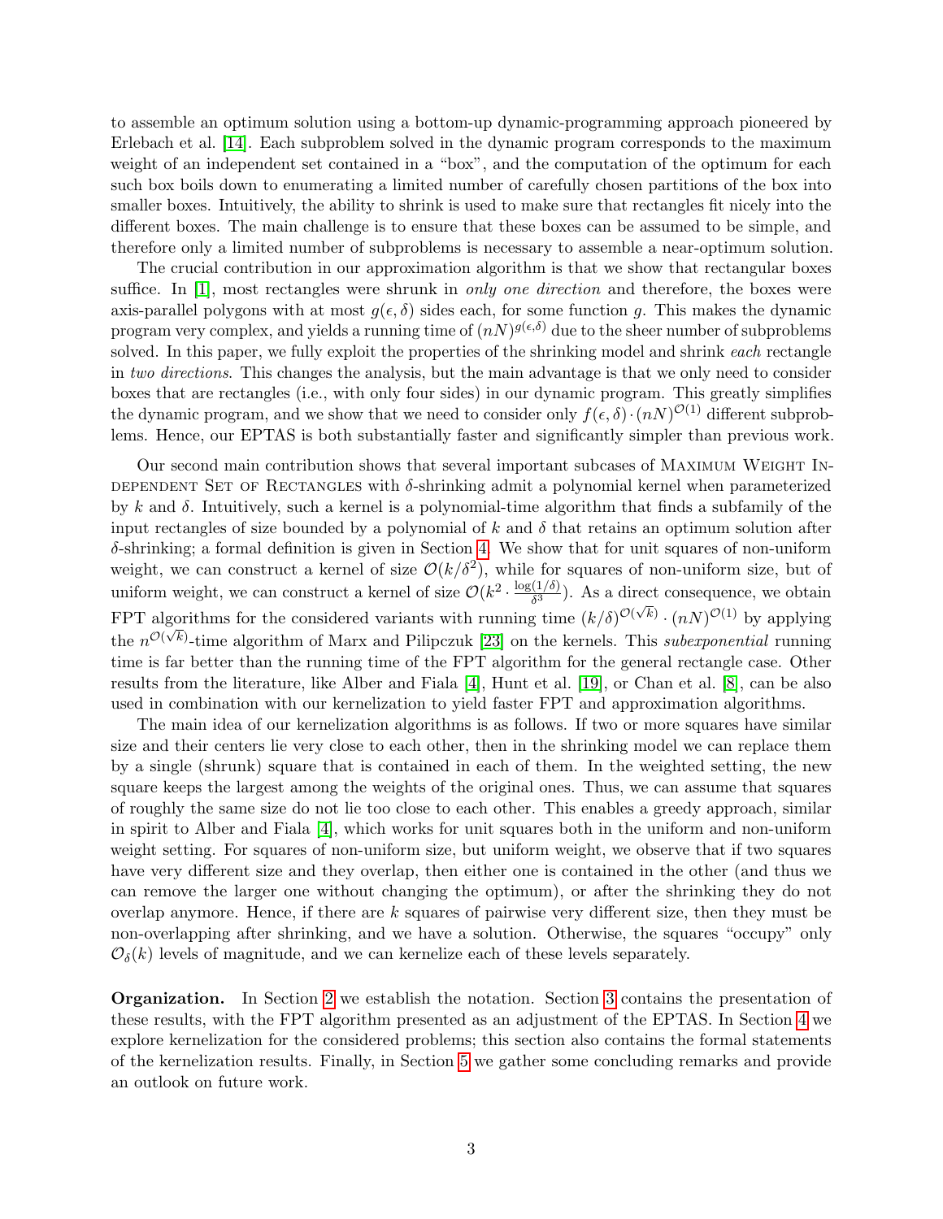to assemble an optimum solution using a bottom-up dynamic-programming approach pioneered by Erlebach et al. [14]. Each subproblem solved in the dynamic program corresponds to the maximum weight of an independent set contained in a "box", and the computation of the optimum for each such box boils down to enumerating a limited number of carefully chosen partitions of the box into smaller boxes. Intuitively, the ability to shrink is used to make sure that rectangles fit nicely into the different boxes. The main challenge is to ensure that these boxes can be assumed to be simple, and therefore only a limited number of subproblems is necessary to assemble a near-optimum solution.

The crucial contribution in our approximation algorithm is that we show that rectangular boxes suffice. In [1], most rectangles were shrunk in *only one direction* and therefore, the boxes were axis-parallel polygons with at most $g(\epsilon, \delta)$ sides each, for some function $g$. This makes the dynamic program very complex, and yields a running time of $(nN)^{g(\epsilon,\delta)}$ due to the sheer number of subproblems solved. In this paper, we fully exploit the properties of the shrinking model and shrink *each* rectangle in *two directions*. This changes the analysis, but the main advantage is that we only need to consider boxes that are rectangles (i.e., with only four sides) in our dynamic program. This greatly simplifies the dynamic program, and we show that we need to consider only $f(\epsilon, \delta) \cdot (nN)^{\mathcal{O}(1)}$ different subproblems. Hence, our EPTAS is both substantially faster and significantly simpler than previous work.

Our second main contribution shows that several important subcases of Maximum Weight Independent Set of Rectangles with $\delta$-shrinking admit a polynomial kernel when parameterized by $k$ and $\delta$. Intuitively, such a kernel is a polynomial-time algorithm that finds a subfamily of the input rectangles of size bounded by a polynomial of $k$ and $\delta$ that retains an optimum solution after $\delta$-shrinking; a formal definition is given in Section 4. We show that for unit squares of non-uniform weight, we can construct a kernel of size $\mathcal{O}(k/\delta^2)$, while for squares of non-uniform size, but of uniform weight, we can construct a kernel of size $\mathcal{O}(k^2 \cdot \frac{\log(1/\delta)}{\delta^3})$. As a direct consequence, we obtain FPT algorithms for the considered variants with running time $(k/\delta)^{\mathcal{O}(\sqrt{k})} \cdot (nN)^{\mathcal{O}(1)}$ by applying the $n^{\mathcal{O}(\sqrt{k})}$-time algorithm of Marx and Pilipczuk [23] on the kernels. This *subexponential* running time is far better than the running time of the FPT algorithm for the general rectangle case. Other results from the literature, like Alber and Fiala [4], Hunt et al. [19], or Chan et al. [8], can be also used in combination with our kernelization to yield faster FPT and approximation algorithms.

The main idea of our kernelization algorithms is as follows. If two or more squares have similar size and their centers lie very close to each other, then in the shrinking model we can replace them by a single (shrunk) square that is contained in each of them. In the weighted setting, the new square keeps the largest among the weights of the original ones. Thus, we can assume that squares of roughly the same size do not lie too close to each other. This enables a greedy approach, similar in spirit to Alber and Fiala [4], which works for unit squares both in the uniform and non-uniform weight setting. For squares of non-uniform size, but uniform weight, we observe that if two squares have very different size and they overlap, then either one is contained in the other (and thus we can remove the larger one without changing the optimum), or after the shrinking they do not overlap anymore. Hence, if there are $k$ squares of pairwise very different size, then they must be non-overlapping after shrinking, and we have a solution. Otherwise, the squares "occupy" only $\mathcal{O}_\delta(k)$ levels of magnitude, and we can kernelize each of these levels separately.

**Organization.** In Section 2 we establish the notation. Section 3 contains the presentation of these results, with the FPT algorithm presented as an adjustment of the EPTAS. In Section 4 we explore kernelization for the considered problems; this section also contains the formal statements of the kernelization results. Finally, in Section 5 we gather some concluding remarks and provide an outlook on future work.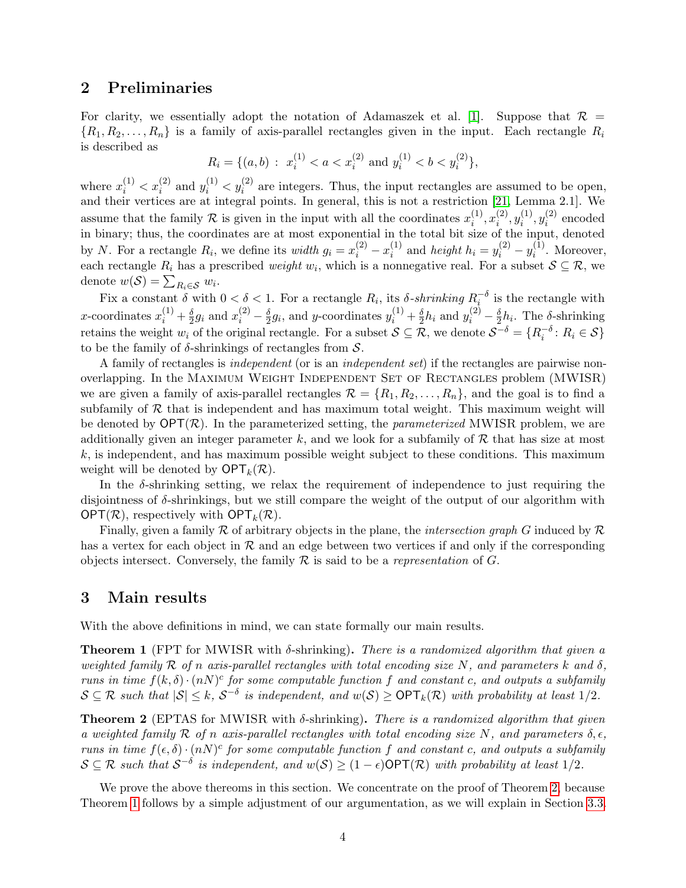## 2 Preliminaries

For clarity, we essentially adopt the notation of Adamaszek et al. [1]. Suppose that $\mathcal{R} = \{R_1, R_2, \ldots, R_n\}$ is a family of axis-parallel rectangles given in the input. Each rectangle $R_i$ is described as

$$R_i = \{(a, b) : x_i^{(1)} < a < x_i^{(2)} \text{ and } y_i^{(1)} < b < y_i^{(2)}\},$$

where $x_i^{(1)} < x_i^{(2)}$ and $y_i^{(1)} < y_i^{(2)}$ are integers. Thus, the input rectangles are assumed to be open, and their vertices are at integral points. In general, this is not a restriction [21, Lemma 2.1]. We assume that the family $\mathcal{R}$ is given in the input with all the coordinates $x_i^{(1)}, x_i^{(2)}, y_i^{(1)}, y_i^{(2)}$ encoded in binary; thus, the coordinates are at most exponential in the total bit size of the input, denoted by $N$. For a rectangle $R_i$, we define its *width* $g_i = x_i^{(2)} - x_i^{(1)}$ and *height* $h_i = y_i^{(2)} - y_i^{(1)}$. Moreover, each rectangle $R_i$ has a prescribed *weight* $w_i$, which is a nonnegative real. For a subset $\mathcal{S} \subseteq \mathcal{R}$, we denote $w(\mathcal{S}) = \sum_{R_i \in \mathcal{S}} w_i$.

Fix a constant $\delta$ with $0 < \delta < 1$. For a rectangle $R_i$, its *$\delta$-shrinking* $R_i^{-\delta}$ is the rectangle with $x$-coordinates $x_i^{(1)} + \frac{\delta}{2} g_i$ and $x_i^{(2)} - \frac{\delta}{2} g_i$, and $y$-coordinates $y_i^{(1)} + \frac{\delta}{2} h_i$ and $y_i^{(2)} - \frac{\delta}{2} h_i$. The $\delta$-shrinking retains the weight $w_i$ of the original rectangle. For a subset $\mathcal{S} \subseteq \mathcal{R}$, we denote $\mathcal{S}^{-\delta} = \{R_i^{-\delta} : R_i \in \mathcal{S}\}$ to be the family of $\delta$-shrinkings of rectangles from $\mathcal{S}$.

A family of rectangles is *independent* (or is an *independent set*) if the rectangles are pairwise non-overlapping. In the Maximum Weight Independent Set of Rectangles problem (MWISR) we are given a family of axis-parallel rectangles $\mathcal{R} = \{R_1, R_2, \ldots, R_n\}$, and the goal is to find a subfamily of $\mathcal{R}$ that is independent and has maximum total weight. This maximum weight will be denoted by $\mathsf{OPT}(\mathcal{R})$. In the parameterized setting, the *parameterized* MWISR problem, we are additionally given an integer parameter $k$, and we look for a subfamily of $\mathcal{R}$ that has size at most $k$, is independent, and has maximum possible weight subject to these conditions. This maximum weight will be denoted by $\mathsf{OPT}_k(\mathcal{R})$.

In the $\delta$-shrinking setting, we relax the requirement of independence to just requiring the disjointness of $\delta$-shrinkings, but we still compare the weight of the output of our algorithm with $\mathsf{OPT}(\mathcal{R})$, respectively with $\mathsf{OPT}_k(\mathcal{R})$.

Finally, given a family $\mathcal{R}$ of arbitrary objects in the plane, the *intersection graph* $G$ induced by $\mathcal{R}$ has a vertex for each object in $\mathcal{R}$ and an edge between two vertices if and only if the corresponding objects intersect. Conversely, the family $\mathcal{R}$ is said to be a *representation* of $G$.

## 3 Main results

With the above definitions in mind, we can state formally our main results.

**Theorem 1** (FPT for MWISR with $\delta$-shrinking). *There is a randomized algorithm that given a weighted family $\mathcal{R}$ of $n$ axis-parallel rectangles with total encoding size $N$, and parameters $k$ and $\delta$, runs in time $f(k, \delta) \cdot (nN)^c$ for some computable function $f$ and constant $c$, and outputs a subfamily $\mathcal{S} \subseteq \mathcal{R}$ such that $|\mathcal{S}| \leq k$, $\mathcal{S}^{-\delta}$ is independent, and $w(\mathcal{S}) \geq \mathsf{OPT}_k(\mathcal{R})$ with probability at least $1/2$.*

**Theorem 2** (EPTAS for MWISR with $\delta$-shrinking). *There is a randomized algorithm that given a weighted family $\mathcal{R}$ of $n$ axis-parallel rectangles with total encoding size $N$, and parameters $\delta, \epsilon$, runs in time $f(\epsilon, \delta) \cdot (nN)^c$ for some computable function $f$ and constant $c$, and outputs a subfamily $\mathcal{S} \subseteq \mathcal{R}$ such that $\mathcal{S}^{-\delta}$ is independent, and $w(\mathcal{S}) \geq (1 - \epsilon)\mathsf{OPT}(\mathcal{R})$ with probability at least $1/2$.*

We prove the above thereoms in this section. We concentrate on the proof of Theorem 2, because Theorem 1 follows by a simple adjustment of our argumentation, as we will explain in Section 3.3.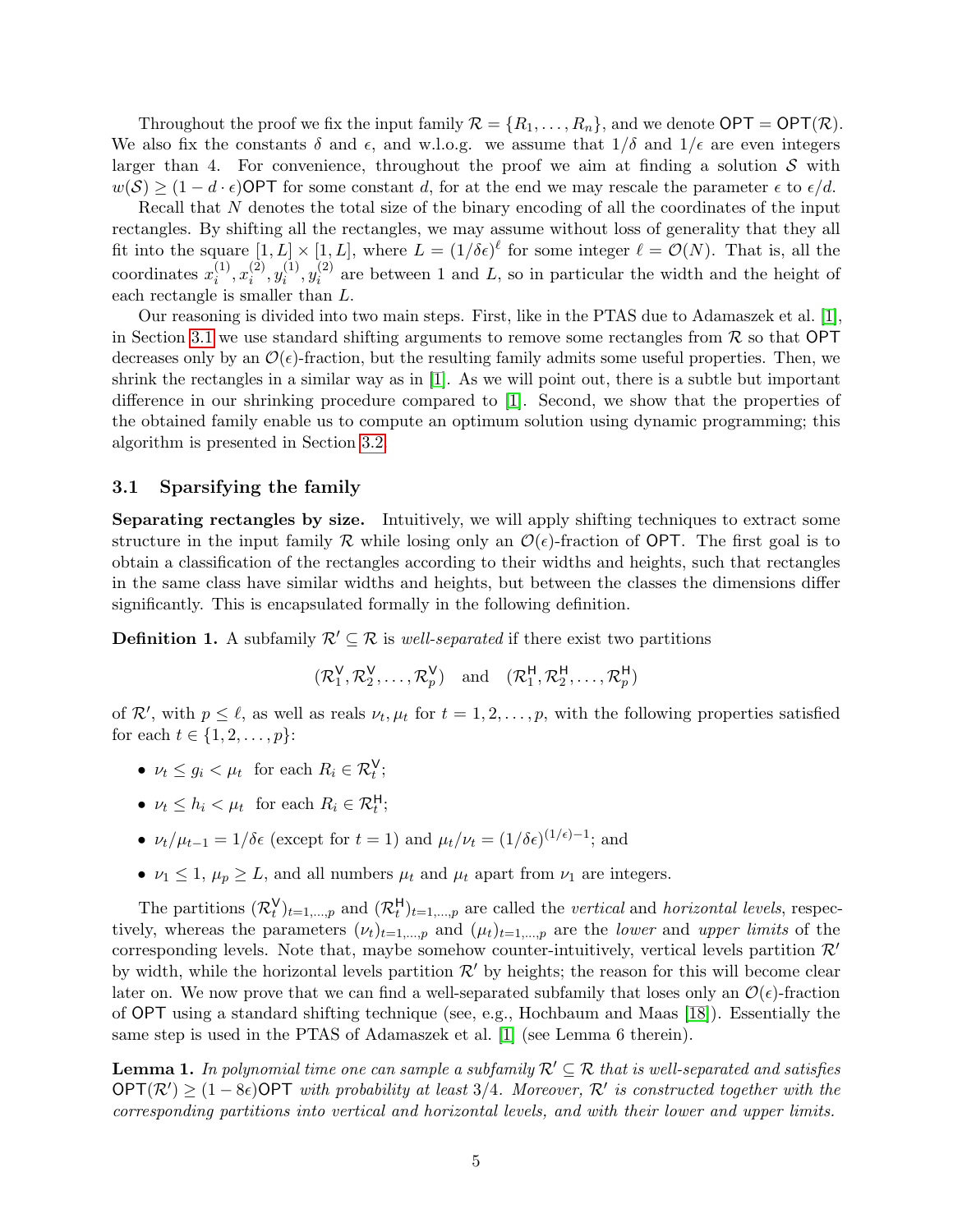Throughout the proof we fix the input family $\mathcal{R} = \{R_1, \ldots, R_n\}$, and we denote $\mathsf{OPT} = \mathsf{OPT}(\mathcal{R})$. We also fix the constants $\delta$ and $\epsilon$, and w.l.o.g. we assume that $1/\delta$ and $1/\epsilon$ are even integers larger than 4. For convenience, throughout the proof we aim at finding a solution $\mathcal{S}$ with $w(\mathcal{S}) \geq (1 - d \cdot \epsilon)\mathsf{OPT}$ for some constant $d$, for at the end we may rescale the parameter $\epsilon$ to $\epsilon/d$.

Recall that $N$ denotes the total size of the binary encoding of all the coordinates of the input rectangles. By shifting all the rectangles, we may assume without loss of generality that they all fit into the square $[1, L] \times [1, L]$, where $L = (1/\delta\epsilon)^\ell$ for some integer $\ell = \mathcal{O}(N)$. That is, all the coordinates $x_i^{(1)}, x_i^{(2)}, y_i^{(1)}, y_i^{(2)}$ are between 1 and $L$, so in particular the width and the height of each rectangle is smaller than $L$.

Our reasoning is divided into two main steps. First, like in the PTAS due to Adamaszek et al. [1], in Section 3.1 we use standard shifting arguments to remove some rectangles from $\mathcal{R}$ so that $\mathsf{OPT}$ decreases only by an $\mathcal{O}(\epsilon)$-fraction, but the resulting family admits some useful properties. Then, we shrink the rectangles in a similar way as in [1]. As we will point out, there is a subtle but important difference in our shrinking procedure compared to [1]. Second, we show that the properties of the obtained family enable us to compute an optimum solution using dynamic programming; this algorithm is presented in Section 3.2.

### 3.1 Sparsifying the family

**Separating rectangles by size.** Intuitively, we will apply shifting techniques to extract some structure in the input family $\mathcal{R}$ while losing only an $\mathcal{O}(\epsilon)$-fraction of $\mathsf{OPT}$. The first goal is to obtain a classification of the rectangles according to their widths and heights, such that rectangles in the same class have similar widths and heights, but between the classes the dimensions differ significantly. This is encapsulated formally in the following definition.

**Definition 1.** A subfamily $\mathcal{R}' \subseteq \mathcal{R}$ is *well-separated* if there exist two partitions

$$(\mathcal{R}_1^{\mathsf{V}}, \mathcal{R}_2^{\mathsf{V}}, \ldots, \mathcal{R}_p^{\mathsf{V}}) \quad \text{and} \quad (\mathcal{R}_1^{\mathsf{H}}, \mathcal{R}_2^{\mathsf{H}}, \ldots, \mathcal{R}_p^{\mathsf{H}})$$

of $\mathcal{R}'$, with $p \leq \ell$, as well as reals $\nu_t, \mu_t$ for $t = 1, 2, \ldots, p$, with the following properties satisfied for each $t \in \{1, 2, \ldots, p\}$:

- $\nu_t \leq g_i < \mu_t$ for each $R_i \in \mathcal{R}_t^{\mathsf{V}}$;
- $\nu_t \leq h_i < \mu_t$ for each $R_i \in \mathcal{R}_t^{\mathsf{H}}$;
- $\nu_t/\mu_{t-1} = 1/\delta\epsilon$ (except for $t = 1$) and $\mu_t/\nu_t = (1/\delta\epsilon)^{(1/\epsilon)-1}$; and
- $\nu_1 \leq 1$, $\mu_p \geq L$, and all numbers $\mu_t$ and $\mu_t$ apart from $\nu_1$ are integers.

The partitions $(\mathcal{R}_t^{\mathsf{V}})_{t=1,\ldots,p}$ and $(\mathcal{R}_t^{\mathsf{H}})_{t=1,\ldots,p}$ are called the *vertical* and *horizontal levels*, respectively, whereas the parameters $(\nu_t)_{t=1,\ldots,p}$ and $(\mu_t)_{t=1,\ldots,p}$ are the *lower* and *upper limits* of the corresponding levels. Note that, maybe somehow counter-intuitively, vertical levels partition $\mathcal{R}'$ by width, while the horizontal levels partition $\mathcal{R}'$ by heights; the reason for this will become clear later on. We now prove that we can find a well-separated subfamily that loses only an $\mathcal{O}(\epsilon)$-fraction of $\mathsf{OPT}$ using a standard shifting technique (see, e.g., Hochbaum and Maas [18]). Essentially the same step is used in the PTAS of Adamaszek et al. [1] (see Lemma 6 therein).

**Lemma 1.** *In polynomial time one can sample a subfamily $\mathcal{R}' \subseteq \mathcal{R}$ that is well-separated and satisfies $\mathsf{OPT}(\mathcal{R}') \geq (1 - 8\epsilon)\mathsf{OPT}$ with probability at least 3/4. Moreover, $\mathcal{R}'$ is constructed together with the corresponding partitions into vertical and horizontal levels, and with their lower and upper limits.*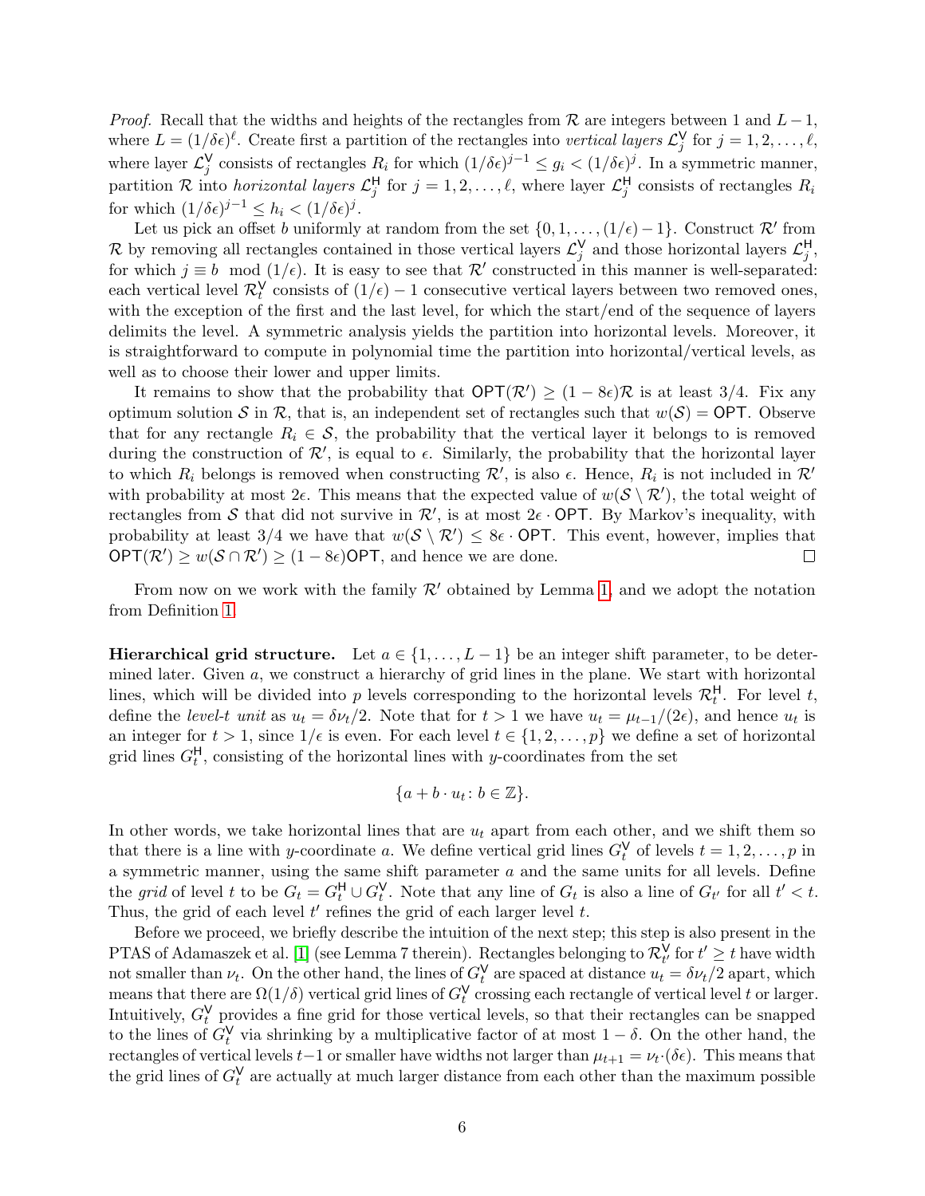*Proof.* Recall that the widths and heights of the rectangles from $\mathcal{R}$ are integers between 1 and $L-1$, where $L = (1/\delta\epsilon)^{\ell}$. Create first a partition of the rectangles into *vertical layers* $\mathcal{L}_j^{\mathsf{V}}$ for $j = 1, 2, \ldots, \ell$, where layer $\mathcal{L}_j^{\mathsf{V}}$ consists of rectangles $R_i$ for which $(1/\delta\epsilon)^{j-1} \leq g_i < (1/\delta\epsilon)^j$. In a symmetric manner, partition $\mathcal{R}$ into *horizontal layers* $\mathcal{L}_j^{\mathsf{H}}$ for $j = 1, 2, \ldots, \ell$, where layer $\mathcal{L}_j^{\mathsf{H}}$ consists of rectangles $R_i$ for which $(1/\delta\epsilon)^{j-1} \leq h_i < (1/\delta\epsilon)^j$.

Let us pick an offset $b$ uniformly at random from the set $\{0, 1, \ldots, (1/\epsilon) - 1\}$. Construct $\mathcal{R}'$ from $\mathcal{R}$ by removing all rectangles contained in those vertical layers $\mathcal{L}_j^{\mathsf{V}}$ and those horizontal layers $\mathcal{L}_j^{\mathsf{H}}$, for which $j \equiv b \mod (1/\epsilon)$. It is easy to see that $\mathcal{R}'$ constructed in this manner is well-separated: each vertical level $\mathcal{R}_t^{\mathsf{V}}$ consists of $(1/\epsilon) - 1$ consecutive vertical layers between two removed ones, with the exception of the first and the last level, for which the start/end of the sequence of layers delimits the level. A symmetric analysis yields the partition into horizontal levels. Moreover, it is straightforward to compute in polynomial time the partition into horizontal/vertical levels, as well as to choose their lower and upper limits.

It remains to show that the probability that $\mathsf{OPT}(\mathcal{R}') \geq (1 - 8\epsilon)\mathcal{R}$ is at least 3/4. Fix any optimum solution $\mathcal{S}$ in $\mathcal{R}$, that is, an independent set of rectangles such that $w(\mathcal{S}) = \mathsf{OPT}$. Observe that for any rectangle $R_i \in \mathcal{S}$, the probability that the vertical layer it belongs to is removed during the construction of $\mathcal{R}'$, is equal to $\epsilon$. Similarly, the probability that the horizontal layer to which $R_i$ belongs is removed when constructing $\mathcal{R}'$, is also $\epsilon$. Hence, $R_i$ is not included in $\mathcal{R}'$ with probability at most $2\epsilon$. This means that the expected value of $w(\mathcal{S} \setminus \mathcal{R}')$, the total weight of rectangles from $\mathcal{S}$ that did not survive in $\mathcal{R}'$, is at most $2\epsilon \cdot \mathsf{OPT}$. By Markov's inequality, with probability at least 3/4 we have that $w(\mathcal{S} \setminus \mathcal{R}') \leq 8\epsilon \cdot \mathsf{OPT}$. This event, however, implies that $\mathsf{OPT}(\mathcal{R}') \geq w(\mathcal{S} \cap \mathcal{R}') \geq (1 - 8\epsilon)\mathsf{OPT}$, and hence we are done. ◻

From now on we work with the family $\mathcal{R}'$ obtained by Lemma 1, and we adopt the notation from Definition 1.

**Hierarchical grid structure.** Let $a \in \{1, \ldots, L-1\}$ be an integer shift parameter, to be determined later. Given $a$, we construct a hierarchy of grid lines in the plane. We start with horizontal lines, which will be divided into $p$ levels corresponding to the horizontal levels $\mathcal{R}_t^{\mathsf{H}}$. For level $t$, define the *level-$t$ unit* as $u_t = \delta\nu_t/2$. Note that for $t > 1$ we have $u_t = \mu_{t-1}/(2\epsilon)$, and hence $u_t$ is an integer for $t > 1$, since $1/\epsilon$ is even. For each level $t \in \{1, 2, \ldots, p\}$ we define a set of horizontal grid lines $G_t^{\mathsf{H}}$, consisting of the horizontal lines with $y$-coordinates from the set

$$\{a + b \cdot u_t \colon b \in \mathbb{Z}\}.$$

In other words, we take horizontal lines that are $u_t$ apart from each other, and we shift them so that there is a line with $y$-coordinate $a$. We define vertical grid lines $G_t^{\mathsf{V}}$ of levels $t = 1, 2, \ldots, p$ in a symmetric manner, using the same shift parameter $a$ and the same units for all levels. Define the *grid* of level $t$ to be $G_t = G_t^{\mathsf{H}} \cup G_t^{\mathsf{V}}$. Note that any line of $G_t$ is also a line of $G_{t'}$ for all $t' < t$. Thus, the grid of each level $t'$ refines the grid of each larger level $t$.

Before we proceed, we briefly describe the intuition of the next step; this step is also present in the PTAS of Adamaszek et al. [1] (see Lemma 7 therein). Rectangles belonging to $\mathcal{R}_{t'}^{\mathsf{V}}$ for $t' \geq t$ have width not smaller than $\nu_t$. On the other hand, the lines of $G_t^{\mathsf{V}}$ are spaced at distance $u_t = \delta\nu_t/2$ apart, which means that there are $\Omega(1/\delta)$ vertical grid lines of $G_t^{\mathsf{V}}$ crossing each rectangle of vertical level $t$ or larger. Intuitively, $G_t^{\mathsf{V}}$ provides a fine grid for those vertical levels, so that their rectangles can be snapped to the lines of $G_t^{\mathsf{V}}$ via shrinking by a multiplicative factor of at most $1 - \delta$. On the other hand, the rectangles of vertical levels $t-1$ or smaller have widths not larger than $\mu_{t+1} = \nu_t \cdot (\delta\epsilon)$. This means that the grid lines of $G_t^{\mathsf{V}}$ are actually at much larger distance from each other than the maximum possible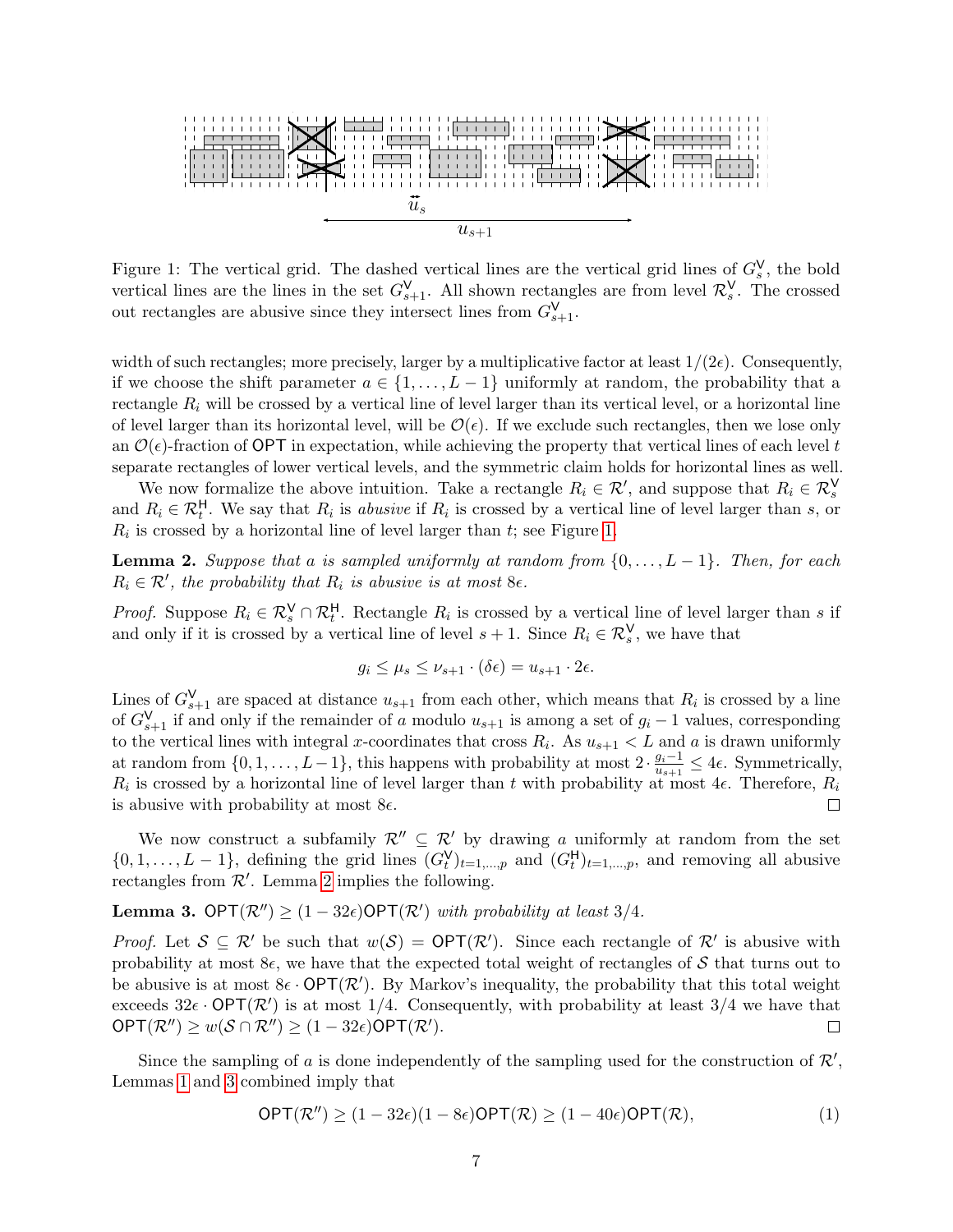Figure 1: The vertical grid. The dashed vertical lines are the vertical grid lines of $G_s^{\mathsf{V}}$, the bold vertical lines are the lines in the set $G_{s+1}^{\mathsf{V}}$. All shown rectangles are from level $\mathcal{R}_s^{\mathsf{V}}$. The crossed out rectangles are abusive since they intersect lines from $G_{s+1}^{\mathsf{V}}$.

width of such rectangles; more precisely, larger by a multiplicative factor at least $1/(2\epsilon)$. Consequently, if we choose the shift parameter $a \in \{1, \ldots, L-1\}$ uniformly at random, the probability that a rectangle $R_i$ will be crossed by a vertical line of level larger than its vertical level, or a horizontal line of level larger than its horizontal level, will be $\mathcal{O}(\epsilon)$. If we exclude such rectangles, then we lose only an $\mathcal{O}(\epsilon)$-fraction of $\mathsf{OPT}$ in expectation, while achieving the property that vertical lines of each level $t$ separate rectangles of lower vertical levels, and the symmetric claim holds for horizontal lines as well.

We now formalize the above intuition. Take a rectangle $R_i \in \mathcal{R}'$, and suppose that $R_i \in \mathcal{R}_s^{\mathsf{V}}$ and $R_i \in \mathcal{R}_t^{\mathsf{H}}$. We say that $R_i$ is *abusive* if $R_i$ is crossed by a vertical line of level larger than $s$, or $R_i$ is crossed by a horizontal line of level larger than $t$; see Figure 1.

**Lemma 2.** *Suppose that $a$ is sampled uniformly at random from $\{0, \ldots, L-1\}$. Then, for each $R_i \in \mathcal{R}'$, the probability that $R_i$ is abusive is at most $8\epsilon$.*

*Proof.* Suppose $R_i \in \mathcal{R}_s^{\mathsf{V}} \cap \mathcal{R}_t^{\mathsf{H}}$. Rectangle $R_i$ is crossed by a vertical line of level larger than $s$ if and only if it is crossed by a vertical line of level $s+1$. Since $R_i \in \mathcal{R}_s^{\mathsf{V}}$, we have that

$$g_i \le \mu_s \le \nu_{s+1} \cdot (\delta\epsilon) = u_{s+1} \cdot 2\epsilon.$$

Lines of $G_{s+1}^{\mathsf{V}}$ are spaced at distance $u_{s+1}$ from each other, which means that $R_i$ is crossed by a line of $G_{s+1}^{\mathsf{V}}$ if and only if the remainder of $a$ modulo $u_{s+1}$ is among a set of $g_i - 1$ values, corresponding to the vertical lines with integral $x$-coordinates that cross $R_i$. As $u_{s+1} < L$ and $a$ is drawn uniformly at random from $\{0, 1, \ldots, L-1\}$, this happens with probability at most $2 \cdot \frac{g_i - 1}{u_{s+1}} \le 4\epsilon$. Symmetrically, $R_i$ is crossed by a horizontal line of level larger than $t$ with probability at most $4\epsilon$. Therefore, $R_i$ is abusive with probability at most $8\epsilon$. □

We now construct a subfamily $\mathcal{R}'' \subseteq \mathcal{R}'$ by drawing $a$ uniformly at random from the set $\{0, 1, \ldots, L-1\}$, defining the grid lines $(G_t^{\mathsf{V}})_{t=1,\ldots,p}$ and $(G_t^{\mathsf{H}})_{t=1,\ldots,p}$, and removing all abusive rectangles from $\mathcal{R}'$. Lemma 2 implies the following.

**Lemma 3.** *$\mathsf{OPT}(\mathcal{R}'') \ge (1 - 32\epsilon)\mathsf{OPT}(\mathcal{R}')$ with probability at least $3/4$.*

*Proof.* Let $\mathcal{S} \subseteq \mathcal{R}'$ be such that $w(\mathcal{S}) = \mathsf{OPT}(\mathcal{R}')$. Since each rectangle of $\mathcal{R}'$ is abusive with probability at most $8\epsilon$, we have that the expected total weight of rectangles of $\mathcal{S}$ that turns out to be abusive is at most $8\epsilon \cdot \mathsf{OPT}(\mathcal{R}')$. By Markov's inequality, the probability that this total weight exceeds $32\epsilon \cdot \mathsf{OPT}(\mathcal{R}')$ is at most $1/4$. Consequently, with probability at least $3/4$ we have that $\mathsf{OPT}(\mathcal{R}'') \ge w(\mathcal{S} \cap \mathcal{R}'') \ge (1 - 32\epsilon)\mathsf{OPT}(\mathcal{R}')$. □

Since the sampling of $a$ is done independently of the sampling used for the construction of $\mathcal{R}'$, Lemmas 1 and 3 combined imply that

$$\mathsf{OPT}(\mathcal{R}'') \ge (1 - 32\epsilon)(1 - 8\epsilon)\mathsf{OPT}(\mathcal{R}) \ge (1 - 40\epsilon)\mathsf{OPT}(\mathcal{R}), \tag{1}$$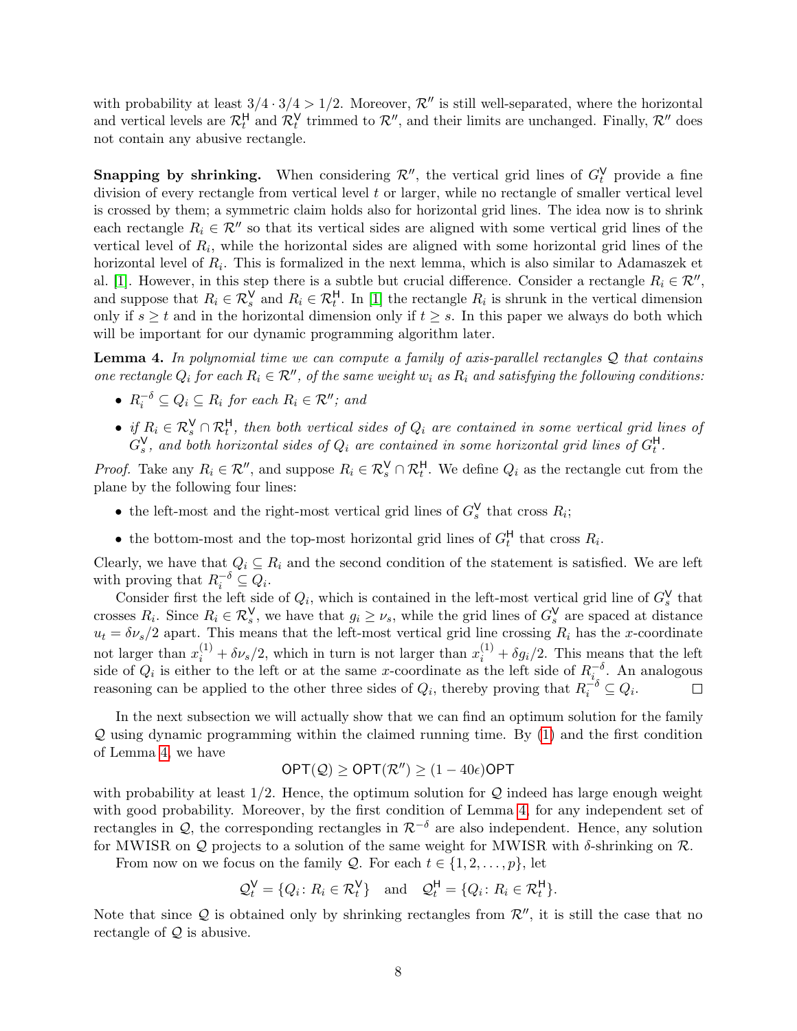with probability at least $3/4 \cdot 3/4 > 1/2$. Moreover, $\mathcal{R}''$ is still well-separated, where the horizontal and vertical levels are $\mathcal{R}_t^{\mathsf{H}}$ and $\mathcal{R}_t^{\mathsf{V}}$ trimmed to $\mathcal{R}''$, and their limits are unchanged. Finally, $\mathcal{R}''$ does not contain any abusive rectangle.

**Snapping by shrinking.** When considering $\mathcal{R}''$, the vertical grid lines of $G_t^{\mathsf{V}}$ provide a fine division of every rectangle from vertical level $t$ or larger, while no rectangle of smaller vertical level is crossed by them; a symmetric claim holds also for horizontal grid lines. The idea now is to shrink each rectangle $R_i \in \mathcal{R}''$ so that its vertical sides are aligned with some vertical grid lines of the vertical level of $R_i$, while the horizontal sides are aligned with some horizontal grid lines of the horizontal level of $R_i$. This is formalized in the next lemma, which is also similar to Adamaszek et al. [1]. However, in this step there is a subtle but crucial difference. Consider a rectangle $R_i \in \mathcal{R}''$, and suppose that $R_i \in \mathcal{R}_s^{\mathsf{V}}$ and $R_i \in \mathcal{R}_t^{\mathsf{H}}$. In [1] the rectangle $R_i$ is shrunk in the vertical dimension only if $s \geq t$ and in the horizontal dimension only if $t \geq s$. In this paper we always do both which will be important for our dynamic programming algorithm later.

**Lemma 4.** *In polynomial time we can compute a family of axis-parallel rectangles $\mathcal{Q}$ that contains one rectangle $Q_i$ for each $R_i \in \mathcal{R}''$, of the same weight $w_i$ as $R_i$ and satisfying the following conditions:*

- *$R_i^{-\delta} \subseteq Q_i \subseteq R_i$ for each $R_i \in \mathcal{R}''$; and*
- *if $R_i \in \mathcal{R}_s^{\mathsf{V}} \cap \mathcal{R}_t^{\mathsf{H}}$, then both vertical sides of $Q_i$ are contained in some vertical grid lines of $G_s^{\mathsf{V}}$, and both horizontal sides of $Q_i$ are contained in some horizontal grid lines of $G_t^{\mathsf{H}}$.*

*Proof.* Take any $R_i \in \mathcal{R}''$, and suppose $R_i \in \mathcal{R}_s^{\mathsf{V}} \cap \mathcal{R}_t^{\mathsf{H}}$. We define $Q_i$ as the rectangle cut from the plane by the following four lines:

- the left-most and the right-most vertical grid lines of $G_s^{\mathsf{V}}$ that cross $R_i$;
- the bottom-most and the top-most horizontal grid lines of $G_t^{\mathsf{H}}$ that cross $R_i$.

Clearly, we have that $Q_i \subseteq R_i$ and the second condition of the statement is satisfied. We are left with proving that $R_i^{-\delta} \subseteq Q_i$.

Consider first the left side of $Q_i$, which is contained in the left-most vertical grid line of $G_s^{\mathsf{V}}$ that crosses $R_i$. Since $R_i \in \mathcal{R}_s^{\mathsf{V}}$, we have that $g_i \geq \nu_s$, while the grid lines of $G_s^{\mathsf{V}}$ are spaced at distance $u_t = \delta\nu_s/2$ apart. This means that the left-most vertical grid line crossing $R_i$ has the $x$-coordinate not larger than $x_i^{(1)} + \delta\nu_s/2$, which in turn is not larger than $x_i^{(1)} + \delta g_i/2$. This means that the left side of $Q_i$ is either to the left or at the same $x$-coordinate as the left side of $R_i^{-\delta}$. An analogous reasoning can be applied to the other three sides of $Q_i$, thereby proving that $R_i^{-\delta} \subseteq Q_i$. $\square$

In the next subsection we will actually show that we can find an optimum solution for the family $\mathcal{Q}$ using dynamic programming within the claimed running time. By (1) and the first condition of Lemma 4, we have

$$\mathsf{OPT}(\mathcal{Q}) \geq \mathsf{OPT}(\mathcal{R}'') \geq (1 - 40\epsilon)\mathsf{OPT}$$

with probability at least $1/2$. Hence, the optimum solution for $\mathcal{Q}$ indeed has large enough weight with good probability. Moreover, by the first condition of Lemma 4, for any independent set of rectangles in $\mathcal{Q}$, the corresponding rectangles in $\mathcal{R}^{-\delta}$ are also independent. Hence, any solution for MWISR on $\mathcal{Q}$ projects to a solution of the same weight for MWISR with $\delta$-shrinking on $\mathcal{R}$.

From now on we focus on the family $\mathcal{Q}$. For each $t \in \{1, 2, \ldots, p\}$, let

$$\mathcal{Q}_t^{\mathsf{V}} = \{Q_i \colon R_i \in \mathcal{R}_t^{\mathsf{V}}\} \quad \text{and} \quad \mathcal{Q}_t^{\mathsf{H}} = \{Q_i \colon R_i \in \mathcal{R}_t^{\mathsf{H}}\}.$$

Note that since $\mathcal{Q}$ is obtained only by shrinking rectangles from $\mathcal{R}''$, it is still the case that no rectangle of $\mathcal{Q}$ is abusive.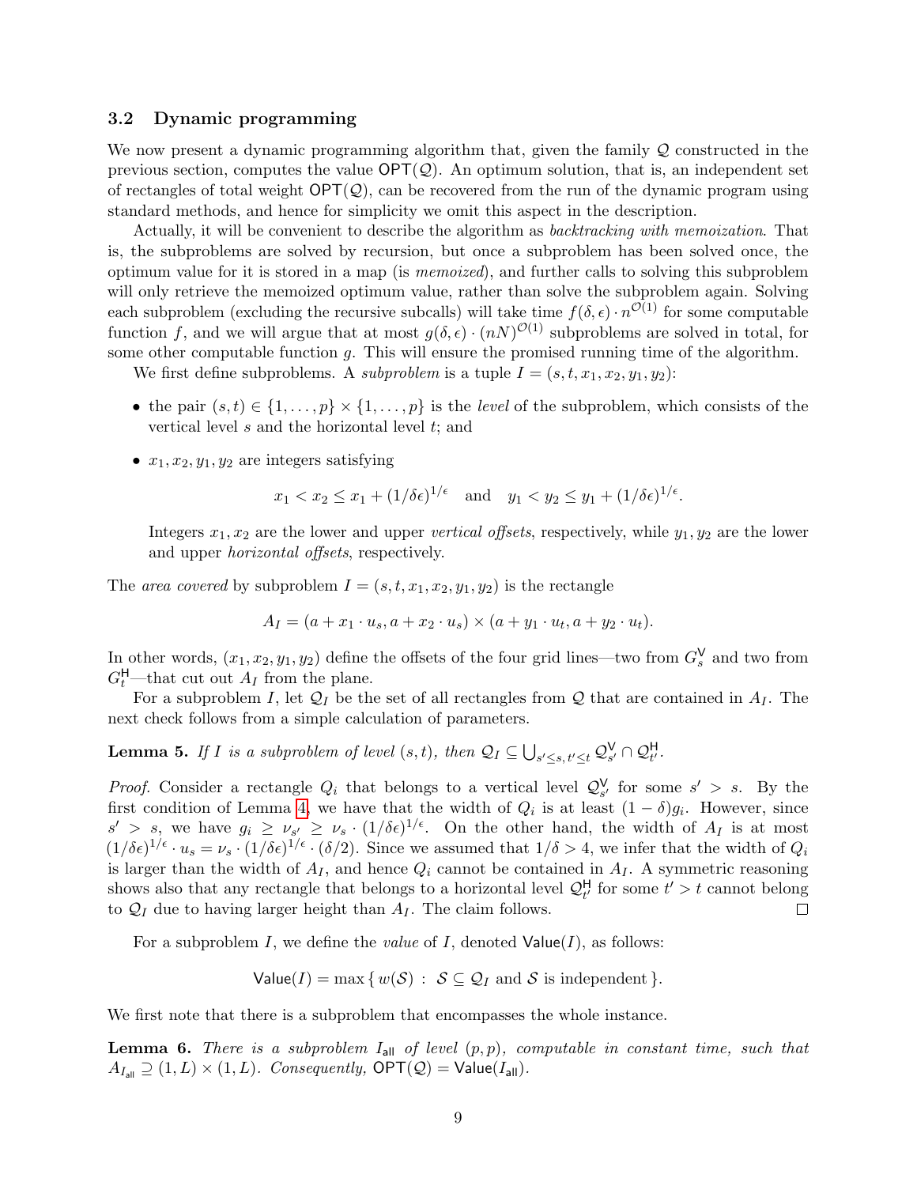### 3.2 Dynamic programming

We now present a dynamic programming algorithm that, given the family $\mathcal{Q}$ constructed in the previous section, computes the value $\mathsf{OPT}(\mathcal{Q})$. An optimum solution, that is, an independent set of rectangles of total weight $\mathsf{OPT}(\mathcal{Q})$, can be recovered from the run of the dynamic program using standard methods, and hence for simplicity we omit this aspect in the description.

Actually, it will be convenient to describe the algorithm as *backtracking with memoization*. That is, the subproblems are solved by recursion, but once a subproblem has been solved once, the optimum value for it is stored in a map (is *memoized*), and further calls to solving this subproblem will only retrieve the memoized optimum value, rather than solve the subproblem again. Solving each subproblem (excluding the recursive subcalls) will take time $f(\delta,\epsilon)\cdot n^{\mathcal{O}(1)}$ for some computable function $f$, and we will argue that at most $g(\delta,\epsilon)\cdot(nN)^{\mathcal{O}(1)}$ subproblems are solved in total, for some other computable function $g$. This will ensure the promised running time of the algorithm.

We first define subproblems. A *subproblem* is a tuple $I=(s,t,x_1,x_2,y_1,y_2)$:

- the pair $(s,t)\in\{1,\ldots,p\}\times\{1,\ldots,p\}$ is the *level* of the subproblem, which consists of the vertical level $s$ and the horizontal level $t$; and
- $x_1,x_2,y_1,y_2$ are integers satisfying

$$x_1 < x_2 \leq x_1 + (1/\delta\epsilon)^{1/\epsilon} \quad \text{and} \quad y_1 < y_2 \leq y_1 + (1/\delta\epsilon)^{1/\epsilon}.$$

  Integers $x_1,x_2$ are the lower and upper *vertical offsets*, respectively, while $y_1,y_2$ are the lower and upper *horizontal offsets*, respectively.

The *area covered* by subproblem $I=(s,t,x_1,x_2,y_1,y_2)$ is the rectangle

$$A_I = (a + x_1\cdot u_s, a + x_2\cdot u_s)\times(a + y_1\cdot u_t, a + y_2\cdot u_t).$$

In other words, $(x_1,x_2,y_1,y_2)$ define the offsets of the four grid lines—two from $G^{\mathsf{V}}_s$ and two from $G^{\mathsf{H}}_t$—that cut out $A_I$ from the plane.

For a subproblem $I$, let $\mathcal{Q}_I$ be the set of all rectangles from $\mathcal{Q}$ that are contained in $A_I$. The next check follows from a simple calculation of parameters.

**Lemma 5.** *If $I$ is a subproblem of level $(s,t)$, then $\mathcal{Q}_I \subseteq \bigcup_{s'\leq s, t'\leq t} \mathcal{Q}^{\mathsf{V}}_{s'}\cap\mathcal{Q}^{\mathsf{H}}_{t'}$.*

*Proof.* Consider a rectangle $Q_i$ that belongs to a vertical level $\mathcal{Q}^{\mathsf{V}}_{s'}$ for some $s'>s$. By the first condition of Lemma 4, we have that the width of $Q_i$ is at least $(1-\delta)g_i$. However, since $s'>s$, we have $g_i\geq \nu_{s'}\geq \nu_s\cdot(1/\delta\epsilon)^{1/\epsilon}$. On the other hand, the width of $A_I$ is at most $(1/\delta\epsilon)^{1/\epsilon}\cdot u_s = \nu_s\cdot(1/\delta\epsilon)^{1/\epsilon}\cdot(\delta/2)$. Since we assumed that $1/\delta>4$, we infer that the width of $Q_i$ is larger than the width of $A_I$, and hence $Q_i$ cannot be contained in $A_I$. A symmetric reasoning shows also that any rectangle that belongs to a horizontal level $\mathcal{Q}^{\mathsf{H}}_{t'}$ for some $t'>t$ cannot belong to $\mathcal{Q}_I$ due to having larger height than $A_I$. The claim follows. $\square$

For a subproblem $I$, we define the *value* of $I$, denoted $\mathsf{Value}(I)$, as follows:

$$\mathsf{Value}(I) = \max\{\, w(\mathcal{S}) \,:\, \mathcal{S}\subseteq\mathcal{Q}_I \text{ and } \mathcal{S} \text{ is independent}\,\}.$$

We first note that there is a subproblem that encompasses the whole instance.

**Lemma 6.** *There is a subproblem $I_{\mathsf{all}}$ of level $(p,p)$, computable in constant time, such that $A_{I_{\mathsf{all}}}\supseteq(1,L)\times(1,L)$. Consequently, $\mathsf{OPT}(\mathcal{Q})=\mathsf{Value}(I_{\mathsf{all}})$.*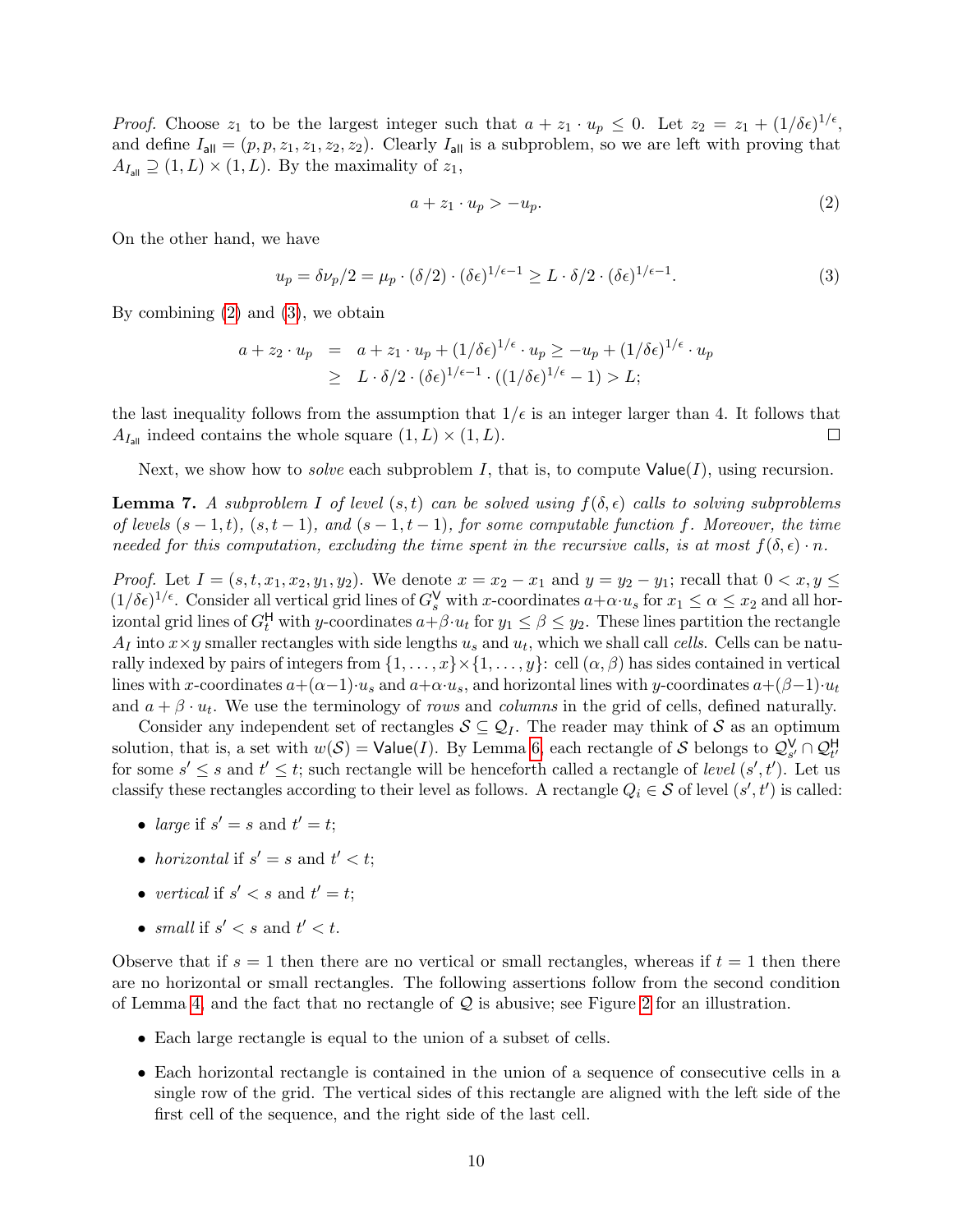*Proof.* Choose $z_1$ to be the largest integer such that $a + z_1 \cdot u_p \leq 0$. Let $z_2 = z_1 + (1/\delta\epsilon)^{1/\epsilon}$, and define $I_{\mathsf{all}} = (p, p, z_1, z_1, z_2, z_2)$. Clearly $I_{\mathsf{all}}$ is a subproblem, so we are left with proving that $A_{I_{\mathsf{all}}} \supseteq (1, L) \times (1, L)$. By the maximality of $z_1$,

$$a + z_1 \cdot u_p > -u_p. \tag{2}$$

On the other hand, we have

$$u_p = \delta\nu_p/2 = \mu_p \cdot (\delta/2) \cdot (\delta\epsilon)^{1/\epsilon - 1} \geq L \cdot \delta/2 \cdot (\delta\epsilon)^{1/\epsilon - 1}. \tag{3}$$

By combining (2) and (3), we obtain

$$\begin{aligned} a + z_2 \cdot u_p &= a + z_1 \cdot u_p + (1/\delta\epsilon)^{1/\epsilon} \cdot u_p \geq -u_p + (1/\delta\epsilon)^{1/\epsilon} \cdot u_p \\ &\geq L \cdot \delta/2 \cdot (\delta\epsilon)^{1/\epsilon - 1} \cdot ((1/\delta\epsilon)^{1/\epsilon} - 1) > L; \end{aligned}$$

the last inequality follows from the assumption that $1/\epsilon$ is an integer larger than 4. It follows that $A_{I_{\mathsf{all}}}$ indeed contains the whole square $(1, L) \times (1, L)$. □

Next, we show how to *solve* each subproblem $I$, that is, to compute $\mathsf{Value}(I)$, using recursion.

**Lemma 7.** *A subproblem $I$ of level $(s, t)$ can be solved using $f(\delta, \epsilon)$ calls to solving subproblems of levels $(s-1, t)$, $(s, t-1)$, and $(s-1, t-1)$, for some computable function $f$. Moreover, the time needed for this computation, excluding the time spent in the recursive calls, is at most $f(\delta, \epsilon) \cdot n$.*

*Proof.* Let $I = (s, t, x_1, x_2, y_1, y_2)$. We denote $x = x_2 - x_1$ and $y = y_2 - y_1$; recall that $0 < x, y \leq (1/\delta\epsilon)^{1/\epsilon}$. Consider all vertical grid lines of $G_s^{\mathsf{V}}$ with $x$-coordinates $a + \alpha \cdot u_s$ for $x_1 \leq \alpha \leq x_2$ and all horizontal grid lines of $G_t^{\mathsf{H}}$ with $y$-coordinates $a + \beta \cdot u_t$ for $y_1 \leq \beta \leq y_2$. These lines partition the rectangle $A_I$ into $x \times y$ smaller rectangles with side lengths $u_s$ and $u_t$, which we shall call *cells*. Cells can be naturally indexed by pairs of integers from $\{1, \ldots, x\} \times \{1, \ldots, y\}$: cell $(\alpha, \beta)$ has sides contained in vertical lines with $x$-coordinates $a + (\alpha - 1) \cdot u_s$ and $a + \alpha \cdot u_s$, and horizontal lines with $y$-coordinates $a + (\beta - 1) \cdot u_t$ and $a + \beta \cdot u_t$. We use the terminology of *rows* and *columns* in the grid of cells, defined naturally.

Consider any independent set of rectangles $\mathcal{S} \subseteq \mathcal{Q}_I$. The reader may think of $\mathcal{S}$ as an optimum solution, that is, a set with $w(\mathcal{S}) = \mathsf{Value}(I)$. By Lemma 6, each rectangle of $\mathcal{S}$ belongs to $\mathcal{Q}_{s'}^{\mathsf{V}} \cap \mathcal{Q}_{t'}^{\mathsf{H}}$ for some $s' \leq s$ and $t' \leq t$; such rectangle will be henceforth called a rectangle of *level* $(s', t')$. Let us classify these rectangles according to their level as follows. A rectangle $Q_i \in \mathcal{S}$ of level $(s', t')$ is called:

- *large* if $s' = s$ and $t' = t$;
- *horizontal* if $s' = s$ and $t' < t$;
- *vertical* if $s' < s$ and $t' = t$;
- *small* if $s' < s$ and $t' < t$.

Observe that if $s = 1$ then there are no vertical or small rectangles, whereas if $t = 1$ then there are no horizontal or small rectangles. The following assertions follow from the second condition of Lemma 4, and the fact that no rectangle of $\mathcal{Q}$ is abusive; see Figure 2 for an illustration.

- Each large rectangle is equal to the union of a subset of cells.
- Each horizontal rectangle is contained in the union of a sequence of consecutive cells in a single row of the grid. The vertical sides of this rectangle are aligned with the left side of the first cell of the sequence, and the right side of the last cell.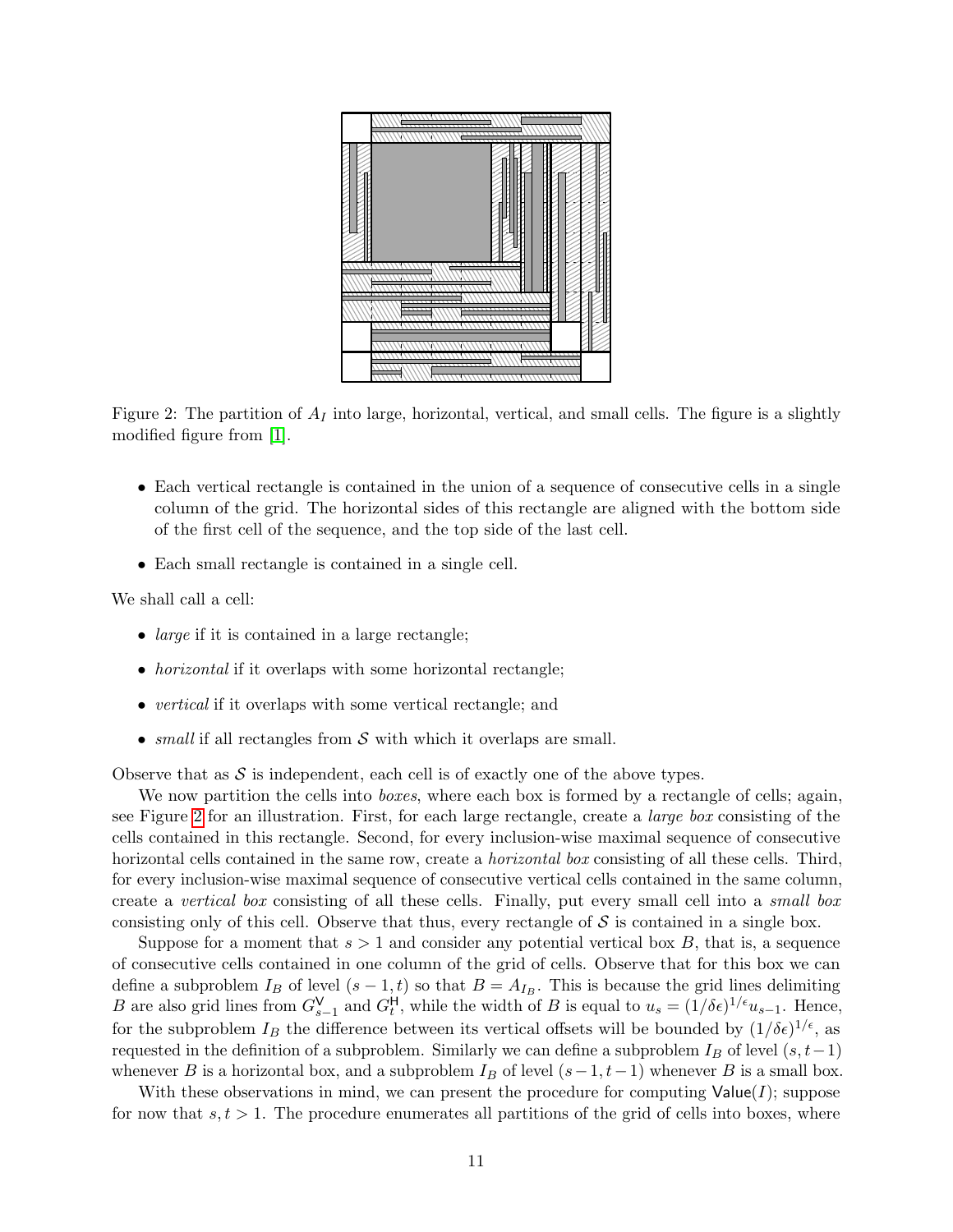Figure 2: The partition of $A_I$ into large, horizontal, vertical, and small cells. The figure is a slightly modified figure from [1].

- Each vertical rectangle is contained in the union of a sequence of consecutive cells in a single column of the grid. The horizontal sides of this rectangle are aligned with the bottom side of the first cell of the sequence, and the top side of the last cell.
- Each small rectangle is contained in a single cell.

We shall call a cell:

- *large* if it is contained in a large rectangle;
- *horizontal* if it overlaps with some horizontal rectangle;
- *vertical* if it overlaps with some vertical rectangle; and
- *small* if all rectangles from $\mathcal{S}$ with which it overlaps are small.

Observe that as $\mathcal{S}$ is independent, each cell is of exactly one of the above types.

We now partition the cells into *boxes*, where each box is formed by a rectangle of cells; again, see Figure 2 for an illustration. First, for each large rectangle, create a *large box* consisting of the cells contained in this rectangle. Second, for every inclusion-wise maximal sequence of consecutive horizontal cells contained in the same row, create a *horizontal box* consisting of all these cells. Third, for every inclusion-wise maximal sequence of consecutive vertical cells contained in the same column, create a *vertical box* consisting of all these cells. Finally, put every small cell into a *small box* consisting only of this cell. Observe that thus, every rectangle of $\mathcal{S}$ is contained in a single box.

Suppose for a moment that $s > 1$ and consider any potential vertical box $B$, that is, a sequence of consecutive cells contained in one column of the grid of cells. Observe that for this box we can define a subproblem $I_B$ of level $(s-1, t)$ so that $B = A_{I_B}$. This is because the grid lines delimiting $B$ are also grid lines from $G^{\mathsf{V}}_{s-1}$ and $G^{\mathsf{H}}_{t}$, while the width of $B$ is equal to $u_s = (1/\delta\epsilon)^{1/\epsilon} u_{s-1}$. Hence, for the subproblem $I_B$ the difference between its vertical offsets will be bounded by $(1/\delta\epsilon)^{1/\epsilon}$, as requested in the definition of a subproblem. Similarly we can define a subproblem $I_B$ of level $(s, t-1)$ whenever $B$ is a horizontal box, and a subproblem $I_B$ of level $(s-1, t-1)$ whenever $B$ is a small box.

With these observations in mind, we can present the procedure for computing $\mathsf{Value}(I)$; suppose for now that $s, t > 1$. The procedure enumerates all partitions of the grid of cells into boxes, where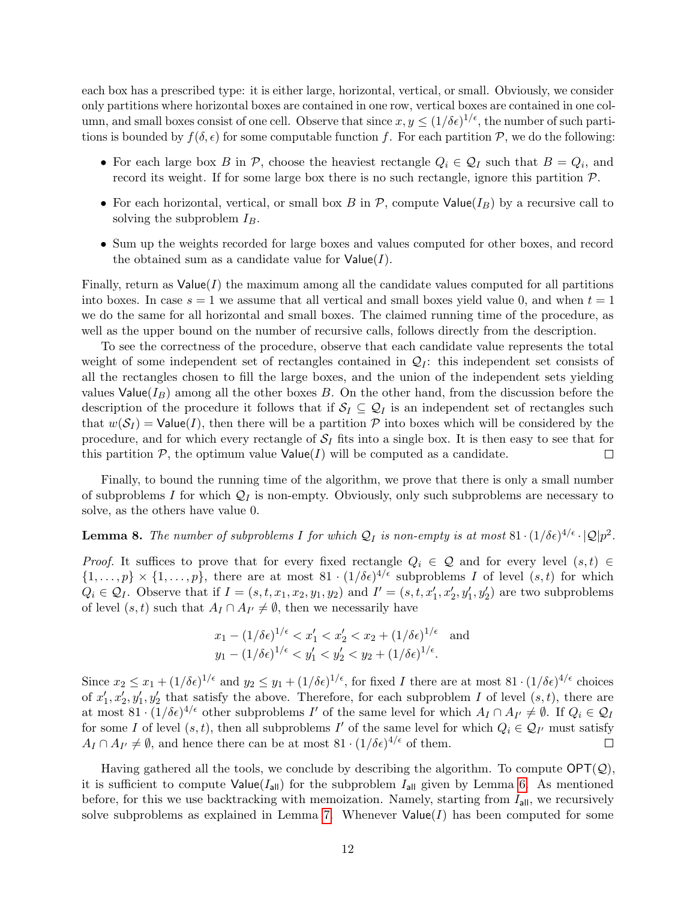each box has a prescribed type: it is either large, horizontal, vertical, or small. Obviously, we consider only partitions where horizontal boxes are contained in one row, vertical boxes are contained in one column, and small boxes consist of one cell. Observe that since $x, y \leq (1/\delta\epsilon)^{1/\epsilon}$, the number of such partitions is bounded by $f(\delta, \epsilon)$ for some computable function $f$. For each partition $\mathcal{P}$, we do the following:

- For each large box $B$ in $\mathcal{P}$, choose the heaviest rectangle $Q_i \in \mathcal{Q}_I$ such that $B = Q_i$, and record its weight. If for some large box there is no such rectangle, ignore this partition $\mathcal{P}$.
- For each horizontal, vertical, or small box $B$ in $\mathcal{P}$, compute $\mathsf{Value}(I_B)$ by a recursive call to solving the subproblem $I_B$.
- Sum up the weights recorded for large boxes and values computed for other boxes, and record the obtained sum as a candidate value for $\mathsf{Value}(I)$.

Finally, return as $\mathsf{Value}(I)$ the maximum among all the candidate values computed for all partitions into boxes. In case $s = 1$ we assume that all vertical and small boxes yield value 0, and when $t = 1$ we do the same for all horizontal and small boxes. The claimed running time of the procedure, as well as the upper bound on the number of recursive calls, follows directly from the description.

To see the correctness of the procedure, observe that each candidate value represents the total weight of some independent set of rectangles contained in $\mathcal{Q}_I$: this independent set consists of all the rectangles chosen to fill the large boxes, and the union of the independent sets yielding values $\mathsf{Value}(I_B)$ among all the other boxes $B$. On the other hand, from the discussion before the description of the procedure it follows that if $\mathcal{S}_I \subseteq \mathcal{Q}_I$ is an independent set of rectangles such that $w(\mathcal{S}_I) = \mathsf{Value}(I)$, then there will be a partition $\mathcal{P}$ into boxes which will be considered by the procedure, and for which every rectangle of $\mathcal{S}_I$ fits into a single box. It is then easy to see that for this partition $\mathcal{P}$, the optimum value $\mathsf{Value}(I)$ will be computed as a candidate. ◻

Finally, to bound the running time of the algorithm, we prove that there is only a small number of subproblems $I$ for which $\mathcal{Q}_I$ is non-empty. Obviously, only such subproblems are necessary to solve, as the others have value 0.

**Lemma 8.** *The number of subproblems $I$ for which $\mathcal{Q}_I$ is non-empty is at most $81 \cdot (1/\delta\epsilon)^{4/\epsilon} \cdot |\mathcal{Q}| p^2$.*

*Proof.* It suffices to prove that for every fixed rectangle $Q_i \in \mathcal{Q}$ and for every level $(s, t) \in \{1, \dots, p\} \times \{1, \dots, p\}$, there are at most $81 \cdot (1/\delta\epsilon)^{4/\epsilon}$ subproblems $I$ of level $(s, t)$ for which $Q_i \in \mathcal{Q}_I$. Observe that if $I = (s, t, x_1, x_2, y_1, y_2)$ and $I' = (s, t, x'_1, x'_2, y'_1, y'_2)$ are two subproblems of level $(s, t)$ such that $A_I \cap A_{I'} \neq \emptyset$, then we necessarily have

$$x_1 - (1/\delta\epsilon)^{1/\epsilon} < x'_1 < x'_2 < x_2 + (1/\delta\epsilon)^{1/\epsilon} \quad \text{and}$$
$$y_1 - (1/\delta\epsilon)^{1/\epsilon} < y'_1 < y'_2 < y_2 + (1/\delta\epsilon)^{1/\epsilon}.$$

Since $x_2 \leq x_1 + (1/\delta\epsilon)^{1/\epsilon}$ and $y_2 \leq y_1 + (1/\delta\epsilon)^{1/\epsilon}$, for fixed $I$ there are at most $81 \cdot (1/\delta\epsilon)^{4/\epsilon}$ choices of $x'_1, x'_2, y'_1, y'_2$ that satisfy the above. Therefore, for each subproblem $I$ of level $(s, t)$, there are at most $81 \cdot (1/\delta\epsilon)^{4/\epsilon}$ other subproblems $I'$ of the same level for which $A_I \cap A_{I'} \neq \emptyset$. If $Q_i \in \mathcal{Q}_I$ for some $I$ of level $(s, t)$, then all subproblems $I'$ of the same level for which $Q_i \in \mathcal{Q}_{I'}$ must satisfy $A_I \cap A_{I'} \neq \emptyset$, and hence there can be at most $81 \cdot (1/\delta\epsilon)^{4/\epsilon}$ of them. ◻

Having gathered all the tools, we conclude by describing the algorithm. To compute $\mathsf{OPT}(\mathcal{Q})$, it is sufficient to compute $\mathsf{Value}(I_{\mathsf{all}})$ for the subproblem $I_{\mathsf{all}}$ given by Lemma 6. As mentioned before, for this we use backtracking with memoization. Namely, starting from $I_{\mathsf{all}}$, we recursively solve subproblems as explained in Lemma 7. Whenever $\mathsf{Value}(I)$ has been computed for some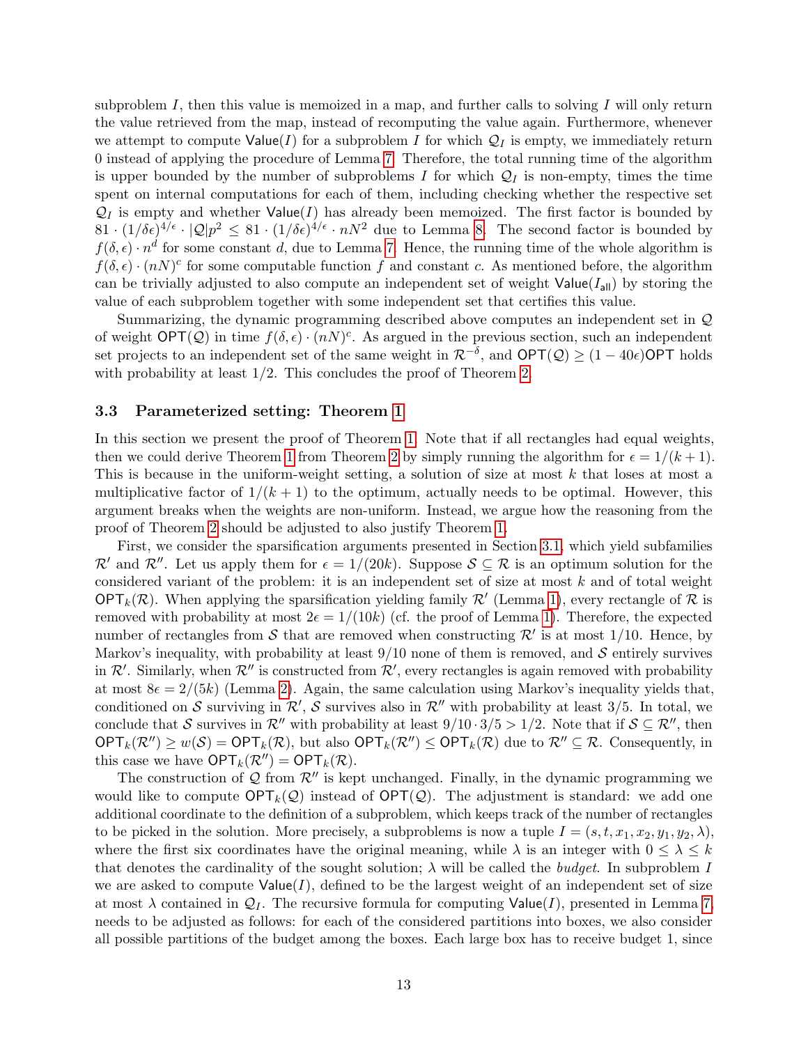subproblem $I$, then this value is memoized in a map, and further calls to solving $I$ will only return the value retrieved from the map, instead of recomputing the value again. Furthermore, whenever we attempt to compute $\mathsf{Value}(I)$ for a subproblem $I$ for which $\mathcal{Q}_I$ is empty, we immediately return 0 instead of applying the procedure of Lemma 7. Therefore, the total running time of the algorithm is upper bounded by the number of subproblems $I$ for which $\mathcal{Q}_I$ is non-empty, times the time spent on internal computations for each of them, including checking whether the respective set $\mathcal{Q}_I$ is empty and whether $\mathsf{Value}(I)$ has already been memoized. The first factor is bounded by $81 \cdot (1/\delta\epsilon)^{4/\epsilon} \cdot |\mathcal{Q}|p^2 \leq 81 \cdot (1/\delta\epsilon)^{4/\epsilon} \cdot nN^2$ due to Lemma 8. The second factor is bounded by $f(\delta, \epsilon) \cdot n^d$ for some constant $d$, due to Lemma 7. Hence, the running time of the whole algorithm is $f(\delta, \epsilon) \cdot (nN)^c$ for some computable function $f$ and constant $c$. As mentioned before, the algorithm can be trivially adjusted to also compute an independent set of weight $\mathsf{Value}(I_{\mathsf{all}})$ by storing the value of each subproblem together with some independent set that certifies this value.

Summarizing, the dynamic programming described above computes an independent set in $\mathcal{Q}$ of weight $\mathsf{OPT}(\mathcal{Q})$ in time $f(\delta, \epsilon) \cdot (nN)^c$. As argued in the previous section, such an independent set projects to an independent set of the same weight in $\mathcal{R}^{-\delta}$, and $\mathsf{OPT}(\mathcal{Q}) \geq (1 - 40\epsilon)\mathsf{OPT}$ holds with probability at least 1/2. This concludes the proof of Theorem 2.

### 3.3 Parameterized setting: Theorem 1

In this section we present the proof of Theorem 1. Note that if all rectangles had equal weights, then we could derive Theorem 1 from Theorem 2 by simply running the algorithm for $\epsilon = 1/(k+1)$. This is because in the uniform-weight setting, a solution of size at most $k$ that loses at most a multiplicative factor of $1/(k+1)$ to the optimum, actually needs to be optimal. However, this argument breaks when the weights are non-uniform. Instead, we argue how the reasoning from the proof of Theorem 2 should be adjusted to also justify Theorem 1.

First, we consider the sparsification arguments presented in Section 3.1, which yield subfamilies $\mathcal{R}'$ and $\mathcal{R}''$. Let us apply them for $\epsilon = 1/(20k)$. Suppose $\mathcal{S} \subseteq \mathcal{R}$ is an optimum solution for the considered variant of the problem: it is an independent set of size at most $k$ and of total weight $\mathsf{OPT}_k(\mathcal{R})$. When applying the sparsification yielding family $\mathcal{R}'$ (Lemma 1), every rectangle of $\mathcal{R}$ is removed with probability at most $2\epsilon = 1/(10k)$ (cf. the proof of Lemma 1). Therefore, the expected number of rectangles from $\mathcal{S}$ that are removed when constructing $\mathcal{R}'$ is at most 1/10. Hence, by Markov's inequality, with probability at least 9/10 none of them is removed, and $\mathcal{S}$ entirely survives in $\mathcal{R}'$. Similarly, when $\mathcal{R}''$ is constructed from $\mathcal{R}'$, every rectangles is again removed with probability at most $8\epsilon = 2/(5k)$ (Lemma 2). Again, the same calculation using Markov's inequality yields that, conditioned on $\mathcal{S}$ surviving in $\mathcal{R}'$, $\mathcal{S}$ survives also in $\mathcal{R}''$ with probability at least 3/5. In total, we conclude that $\mathcal{S}$ survives in $\mathcal{R}''$ with probability at least $9/10 \cdot 3/5 > 1/2$. Note that if $\mathcal{S} \subseteq \mathcal{R}''$, then $\mathsf{OPT}_k(\mathcal{R}'') \geq w(\mathcal{S}) = \mathsf{OPT}_k(\mathcal{R})$, but also $\mathsf{OPT}_k(\mathcal{R}'') \leq \mathsf{OPT}_k(\mathcal{R})$ due to $\mathcal{R}'' \subseteq \mathcal{R}$. Consequently, in this case we have $\mathsf{OPT}_k(\mathcal{R}'') = \mathsf{OPT}_k(\mathcal{R})$.

The construction of $\mathcal{Q}$ from $\mathcal{R}''$ is kept unchanged. Finally, in the dynamic programming we would like to compute $\mathsf{OPT}_k(\mathcal{Q})$ instead of $\mathsf{OPT}(\mathcal{Q})$. The adjustment is standard: we add one additional coordinate to the definition of a subproblem, which keeps track of the number of rectangles to be picked in the solution. More precisely, a subproblems is now a tuple $I = (s, t, x_1, x_2, y_1, y_2, \lambda)$, where the first six coordinates have the original meaning, while $\lambda$ is an integer with $0 \leq \lambda \leq k$ that denotes the cardinality of the sought solution; $\lambda$ will be called the *budget*. In subproblem $I$ we are asked to compute $\mathsf{Value}(I)$, defined to be the largest weight of an independent set of size at most $\lambda$ contained in $\mathcal{Q}_I$. The recursive formula for computing $\mathsf{Value}(I)$, presented in Lemma 7, needs to be adjusted as follows: for each of the considered partitions into boxes, we also consider all possible partitions of the budget among the boxes. Each large box has to receive budget 1, since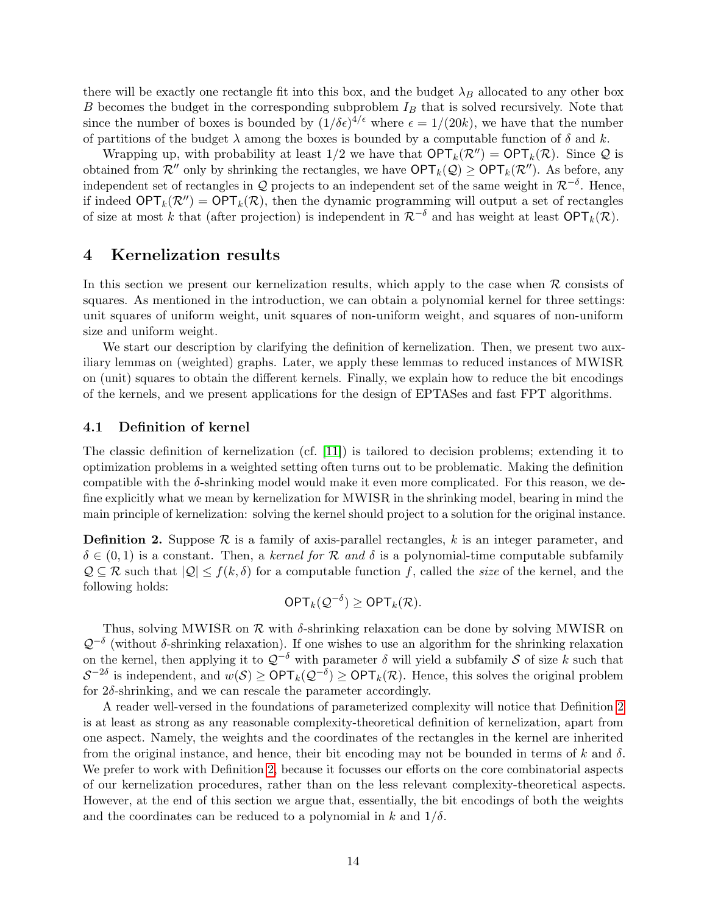there will be exactly one rectangle fit into this box, and the budget $\lambda_B$ allocated to any other box $B$ becomes the budget in the corresponding subproblem $I_B$ that is solved recursively. Note that since the number of boxes is bounded by $(1/\delta\epsilon)^{4/\epsilon}$ where $\epsilon = 1/(20k)$, we have that the number of partitions of the budget $\lambda$ among the boxes is bounded by a computable function of $\delta$ and $k$.

Wrapping up, with probability at least $1/2$ we have that $\mathsf{OPT}_k(\mathcal{R}'') = \mathsf{OPT}_k(\mathcal{R})$. Since $\mathcal{Q}$ is obtained from $\mathcal{R}''$ only by shrinking the rectangles, we have $\mathsf{OPT}_k(\mathcal{Q}) \geq \mathsf{OPT}_k(\mathcal{R}'')$. As before, any independent set of rectangles in $\mathcal{Q}$ projects to an independent set of the same weight in $\mathcal{R}^{-\delta}$. Hence, if indeed $\mathsf{OPT}_k(\mathcal{R}'') = \mathsf{OPT}_k(\mathcal{R})$, then the dynamic programming will output a set of rectangles of size at most $k$ that (after projection) is independent in $\mathcal{R}^{-\delta}$ and has weight at least $\mathsf{OPT}_k(\mathcal{R})$.

# 4 Kernelization results

In this section we present our kernelization results, which apply to the case when $\mathcal{R}$ consists of squares. As mentioned in the introduction, we can obtain a polynomial kernel for three settings: unit squares of uniform weight, unit squares of non-uniform weight, and squares of non-uniform size and uniform weight.

We start our description by clarifying the definition of kernelization. Then, we present two auxiliary lemmas on (weighted) graphs. Later, we apply these lemmas to reduced instances of MWISR on (unit) squares to obtain the different kernels. Finally, we explain how to reduce the bit encodings of the kernels, and we present applications for the design of EPTASes and fast FPT algorithms.

## 4.1 Definition of kernel

The classic definition of kernelization (cf. [11]) is tailored to decision problems; extending it to optimization problems in a weighted setting often turns out to be problematic. Making the definition compatible with the $\delta$-shrinking model would make it even more complicated. For this reason, we define explicitly what we mean by kernelization for MWISR in the shrinking model, bearing in mind the main principle of kernelization: solving the kernel should project to a solution for the original instance.

**Definition 2.** Suppose $\mathcal{R}$ is a family of axis-parallel rectangles, $k$ is an integer parameter, and $\delta \in (0,1)$ is a constant. Then, a *kernel for $\mathcal{R}$ and $\delta$* is a polynomial-time computable subfamily $\mathcal{Q} \subseteq \mathcal{R}$ such that $|\mathcal{Q}| \leq f(k,\delta)$ for a computable function $f$, called the *size* of the kernel, and the following holds:

$$\mathsf{OPT}_k(\mathcal{Q}^{-\delta}) \geq \mathsf{OPT}_k(\mathcal{R}).$$

Thus, solving MWISR on $\mathcal{R}$ with $\delta$-shrinking relaxation can be done by solving MWISR on $\mathcal{Q}^{-\delta}$ (without $\delta$-shrinking relaxation). If one wishes to use an algorithm for the shrinking relaxation on the kernel, then applying it to $\mathcal{Q}^{-\delta}$ with parameter $\delta$ will yield a subfamily $\mathcal{S}$ of size $k$ such that $\mathcal{S}^{-2\delta}$ is independent, and $w(\mathcal{S}) \geq \mathsf{OPT}_k(\mathcal{Q}^{-\delta}) \geq \mathsf{OPT}_k(\mathcal{R})$. Hence, this solves the original problem for $2\delta$-shrinking, and we can rescale the parameter accordingly.

A reader well-versed in the foundations of parameterized complexity will notice that Definition 2 is at least as strong as any reasonable complexity-theoretical definition of kernelization, apart from one aspect. Namely, the weights and the coordinates of the rectangles in the kernel are inherited from the original instance, and hence, their bit encoding may not be bounded in terms of $k$ and $\delta$. We prefer to work with Definition 2, because it focusses our efforts on the core combinatorial aspects of our kernelization procedures, rather than on the less relevant complexity-theoretical aspects. However, at the end of this section we argue that, essentially, the bit encodings of both the weights and the coordinates can be reduced to a polynomial in $k$ and $1/\delta$.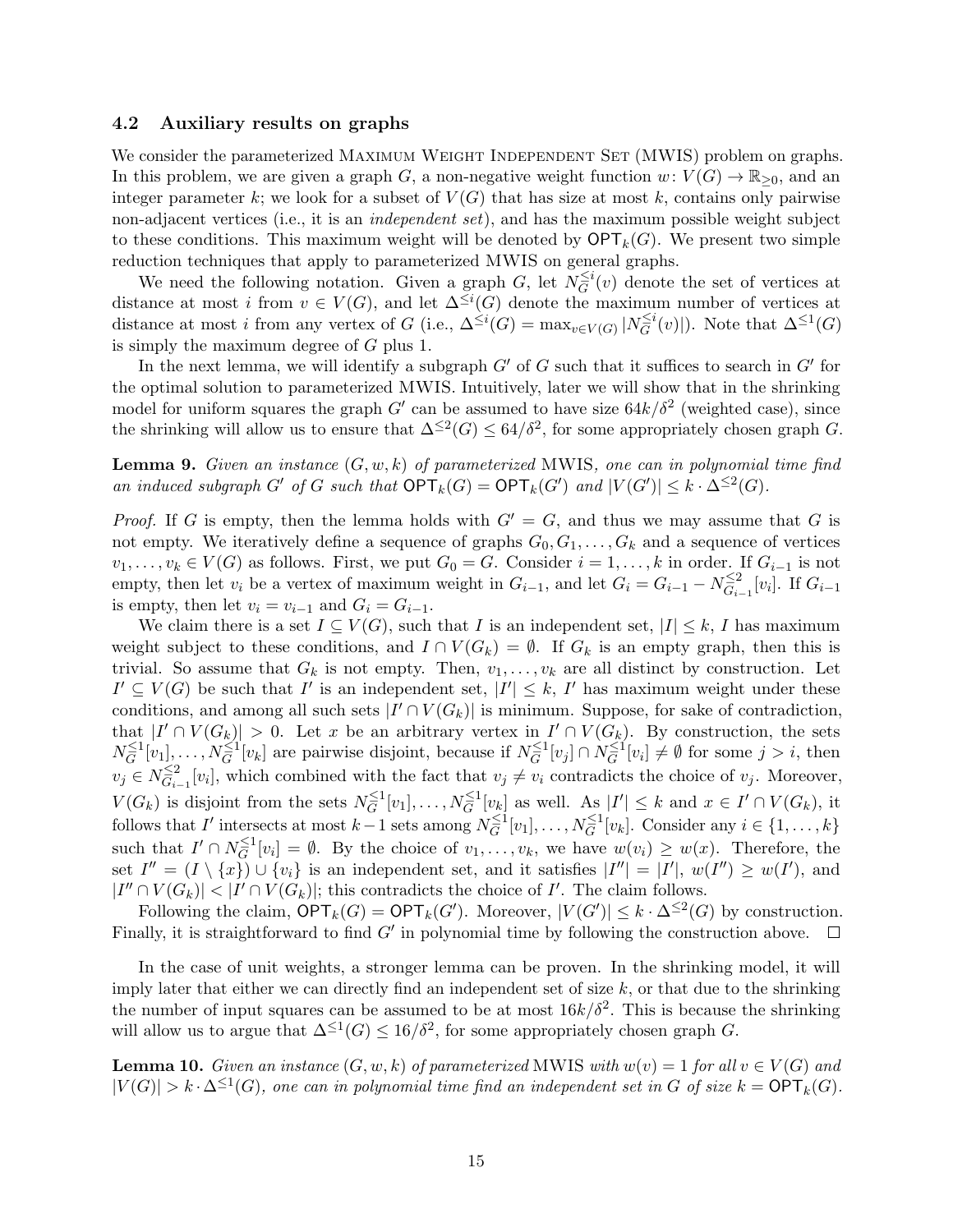### 4.2 Auxiliary results on graphs

We consider the parameterized Maximum Weight Independent Set (MWIS) problem on graphs. In this problem, we are given a graph $G$, a non-negative weight function $w\colon V(G) \to \mathbb{R}_{\geq 0}$, and an integer parameter $k$; we look for a subset of $V(G)$ that has size at most $k$, contains only pairwise non-adjacent vertices (i.e., it is an *independent set*), and has the maximum possible weight subject to these conditions. This maximum weight will be denoted by $\mathsf{OPT}_k(G)$. We present two simple reduction techniques that apply to parameterized MWIS on general graphs.

We need the following notation. Given a graph $G$, let $N_G^{\leq i}(v)$ denote the set of vertices at distance at most $i$ from $v \in V(G)$, and let $\Delta^{\leq i}(G)$ denote the maximum number of vertices at distance at most $i$ from any vertex of $G$ (i.e., $\Delta^{\leq i}(G) = \max_{v \in V(G)} |N_G^{\leq i}(v)|$). Note that $\Delta^{\leq 1}(G)$ is simply the maximum degree of $G$ plus 1.

In the next lemma, we will identify a subgraph $G'$ of $G$ such that it suffices to search in $G'$ for the optimal solution to parameterized MWIS. Intuitively, later we will show that in the shrinking model for uniform squares the graph $G'$ can be assumed to have size $64k/\delta^2$ (weighted case), since the shrinking will allow us to ensure that $\Delta^{\leq 2}(G) \leq 64/\delta^2$, for some appropriately chosen graph $G$.

**Lemma 9.** *Given an instance $(G, w, k)$ of parameterized* MWIS*, one can in polynomial time find an induced subgraph $G'$ of $G$ such that $\mathsf{OPT}_k(G) = \mathsf{OPT}_k(G')$ and $|V(G')| \leq k \cdot \Delta^{\leq 2}(G)$.*

*Proof.* If $G$ is empty, then the lemma holds with $G' = G$, and thus we may assume that $G$ is not empty. We iteratively define a sequence of graphs $G_0, G_1, \ldots, G_k$ and a sequence of vertices $v_1, \ldots, v_k \in V(G)$ as follows. First, we put $G_0 = G$. Consider $i = 1, \ldots, k$ in order. If $G_{i-1}$ is not empty, then let $v_i$ be a vertex of maximum weight in $G_{i-1}$, and let $G_i = G_{i-1} - N_{G_{i-1}}^{\leq 2}[v_i]$. If $G_{i-1}$ is empty, then let $v_i = v_{i-1}$ and $G_i = G_{i-1}$.

We claim there is a set $I \subseteq V(G)$, such that $I$ is an independent set, $|I| \leq k$, $I$ has maximum weight subject to these conditions, and $I \cap V(G_k) = \emptyset$. If $G_k$ is an empty graph, then this is trivial. So assume that $G_k$ is not empty. Then, $v_1, \ldots, v_k$ are all distinct by construction. Let $I' \subseteq V(G)$ be such that $I'$ is an independent set, $|I'| \leq k$, $I'$ has maximum weight under these conditions, and among all such sets $|I' \cap V(G_k)|$ is minimum. Suppose, for sake of contradiction, that $|I' \cap V(G_k)| > 0$. Let $x$ be an arbitrary vertex in $I' \cap V(G_k)$. By construction, the sets $N_G^{\leq 1}[v_1], \ldots, N_G^{\leq 1}[v_k]$ are pairwise disjoint, because if $N_G^{\leq 1}[v_j] \cap N_G^{\leq 1}[v_i] \neq \emptyset$ for some $j > i$, then $v_j \in N_{G_{i-1}}^{\leq 2}[v_i]$, which combined with the fact that $v_j \neq v_i$ contradicts the choice of $v_j$. Moreover, $V(G_k)$ is disjoint from the sets $N_G^{\leq 1}[v_1], \ldots, N_G^{\leq 1}[v_k]$ as well. As $|I'| \leq k$ and $x \in I' \cap V(G_k)$, it follows that $I'$ intersects at most $k-1$ sets among $N_G^{\leq 1}[v_1], \ldots, N_G^{\leq 1}[v_k]$. Consider any $i \in \{1, \ldots, k\}$ such that $I' \cap N_G^{\leq 1}[v_i] = \emptyset$. By the choice of $v_1, \ldots, v_k$, we have $w(v_i) \geq w(x)$. Therefore, the set $I'' = (I \setminus \{x\}) \cup \{v_i\}$ is an independent set, and it satisfies $|I''| = |I'|$, $w(I'') \geq w(I')$, and $|I'' \cap V(G_k)| < |I' \cap V(G_k)|$; this contradicts the choice of $I'$. The claim follows.

Following the claim, $\mathsf{OPT}_k(G) = \mathsf{OPT}_k(G')$. Moreover, $|V(G')| \leq k \cdot \Delta^{\leq 2}(G)$ by construction. Finally, it is straightforward to find $G'$ in polynomial time by following the construction above. $\square$

In the case of unit weights, a stronger lemma can be proven. In the shrinking model, it will imply later that either we can directly find an independent set of size $k$, or that due to the shrinking the number of input squares can be assumed to be at most $16k/\delta^2$. This is because the shrinking will allow us to argue that $\Delta^{\leq 1}(G) \leq 16/\delta^2$, for some appropriately chosen graph $G$.

**Lemma 10.** *Given an instance $(G, w, k)$ of parameterized* MWIS *with $w(v) = 1$ for all $v \in V(G)$ and $|V(G)| > k \cdot \Delta^{\leq 1}(G)$, one can in polynomial time find an independent set in $G$ of size $k = \mathsf{OPT}_k(G)$.*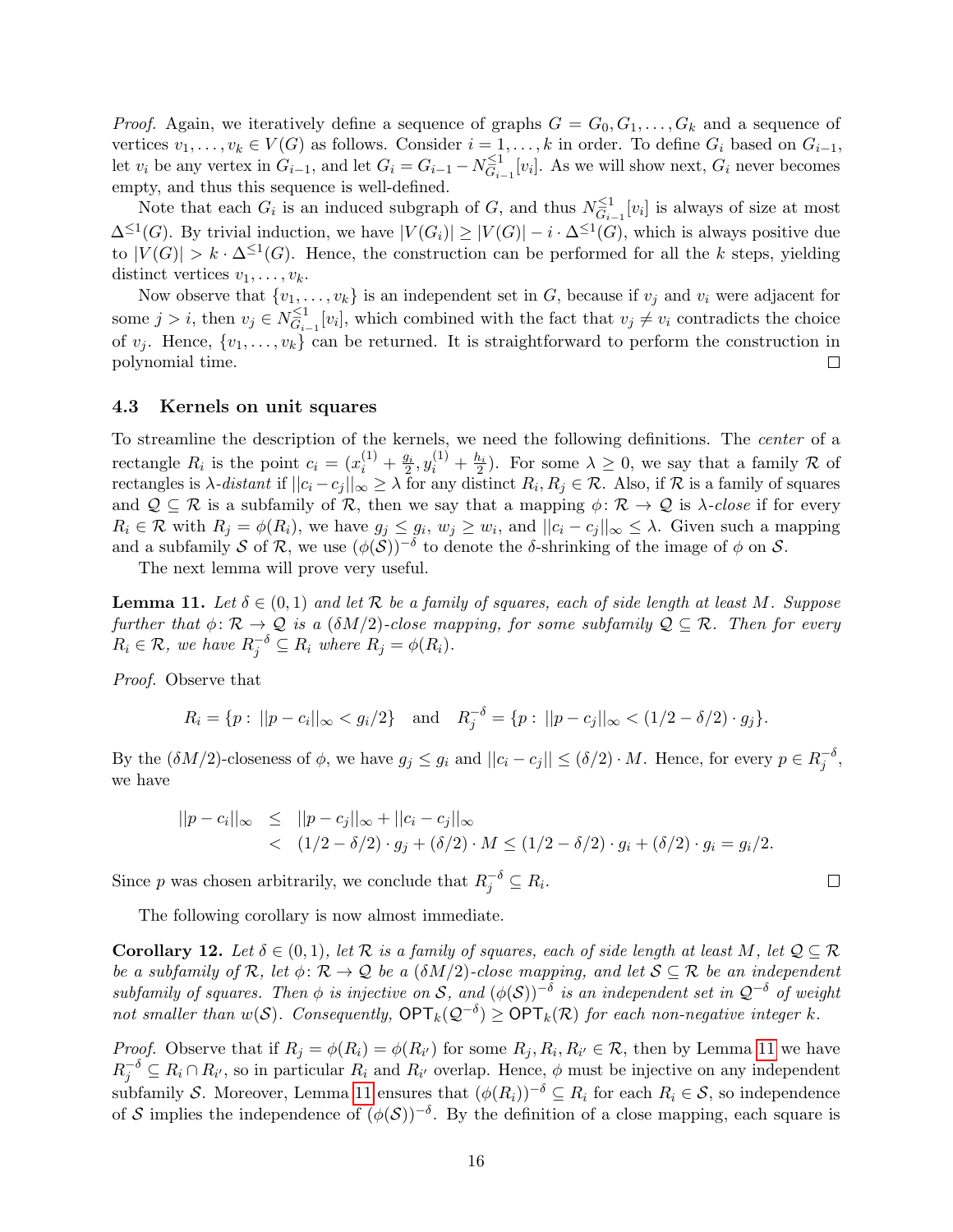*Proof.* Again, we iteratively define a sequence of graphs $G = G_0, G_1, \ldots, G_k$ and a sequence of vertices $v_1, \ldots, v_k \in V(G)$ as follows. Consider $i = 1, \ldots, k$ in order. To define $G_i$ based on $G_{i-1}$, let $v_i$ be any vertex in $G_{i-1}$, and let $G_i = G_{i-1} - N^{\leq 1}_{G_{i-1}}[v_i]$. As we will show next, $G_i$ never becomes empty, and thus this sequence is well-defined.

Note that each $G_i$ is an induced subgraph of $G$, and thus $N^{\leq 1}_{G_{i-1}}[v_i]$ is always of size at most $\Delta^{\leq 1}(G)$. By trivial induction, we have $|V(G_i)| \geq |V(G)| - i \cdot \Delta^{\leq 1}(G)$, which is always positive due to $|V(G)| > k \cdot \Delta^{\leq 1}(G)$. Hence, the construction can be performed for all the $k$ steps, yielding distinct vertices $v_1, \ldots, v_k$.

Now observe that $\{v_1, \ldots, v_k\}$ is an independent set in $G$, because if $v_j$ and $v_i$ were adjacent for some $j > i$, then $v_j \in N^{\leq 1}_{G_{i-1}}[v_i]$, which combined with the fact that $v_j \neq v_i$ contradicts the choice of $v_j$. Hence, $\{v_1, \ldots, v_k\}$ can be returned. It is straightforward to perform the construction in polynomial time. $\square$

### 4.3 Kernels on unit squares

To streamline the description of the kernels, we need the following definitions. The *center* of a rectangle $R_i$ is the point $c_i = (x^{(1)}_i + \frac{g_i}{2}, y^{(1)}_i + \frac{h_i}{2})$. For some $\lambda \geq 0$, we say that a family $\mathcal{R}$ of rectangles is $\lambda$-*distant* if $||c_i - c_j||_\infty \geq \lambda$ for any distinct $R_i, R_j \in \mathcal{R}$. Also, if $\mathcal{R}$ is a family of squares and $\mathcal{Q} \subseteq \mathcal{R}$ is a subfamily of $\mathcal{R}$, then we say that a mapping $\phi\colon \mathcal{R} \to \mathcal{Q}$ is $\lambda$-*close* if for every $R_i \in \mathcal{R}$ with $R_j = \phi(R_i)$, we have $g_j \leq g_i$, $w_j \geq w_i$, and $||c_i - c_j||_\infty \leq \lambda$. Given such a mapping and a subfamily $\mathcal{S}$ of $\mathcal{R}$, we use $(\phi(\mathcal{S}))^{-\delta}$ to denote the $\delta$-shrinking of the image of $\phi$ on $\mathcal{S}$.

The next lemma will prove very useful.

**Lemma 11.** *Let $\delta \in (0, 1)$ and let $\mathcal{R}$ be a family of squares, each of side length at least $M$. Suppose further that $\phi\colon \mathcal{R} \to \mathcal{Q}$ is a $(\delta M/2)$-close mapping, for some subfamily $\mathcal{Q} \subseteq \mathcal{R}$. Then for every $R_i \in \mathcal{R}$, we have $R_j^{-\delta} \subseteq R_i$ where $R_j = \phi(R_i)$.*

*Proof.* Observe that

$$R_i = \{p : ||p - c_i||_\infty < g_i/2\} \quad \text{and} \quad R_j^{-\delta} = \{p : ||p - c_j||_\infty < (1/2 - \delta/2) \cdot g_j\}.$$

By the $(\delta M/2)$-closeness of $\phi$, we have $g_j \leq g_i$ and $||c_i - c_j|| \leq (\delta/2) \cdot M$. Hence, for every $p \in R_j^{-\delta}$, we have

$$\begin{aligned}
||p - c_i||_\infty &\leq ||p - c_j||_\infty + ||c_i - c_j||_\infty \\
&< (1/2 - \delta/2) \cdot g_j + (\delta/2) \cdot M \leq (1/2 - \delta/2) \cdot g_i + (\delta/2) \cdot g_i = g_i/2.
\end{aligned}$$

Since $p$ was chosen arbitrarily, we conclude that $R_j^{-\delta} \subseteq R_i$. $\square$

The following corollary is now almost immediate.

**Corollary 12.** *Let $\delta \in (0, 1)$, let $\mathcal{R}$ is a family of squares, each of side length at least $M$, let $\mathcal{Q} \subseteq \mathcal{R}$ be a subfamily of $\mathcal{R}$, let $\phi\colon \mathcal{R} \to \mathcal{Q}$ be a $(\delta M/2)$-close mapping, and let $\mathcal{S} \subseteq \mathcal{R}$ be an independent subfamily of squares. Then $\phi$ is injective on $\mathcal{S}$, and $(\phi(\mathcal{S}))^{-\delta}$ is an independent set in $\mathcal{Q}^{-\delta}$ of weight not smaller than $w(\mathcal{S})$. Consequently, $\mathsf{OPT}_k(\mathcal{Q}^{-\delta}) \geq \mathsf{OPT}_k(\mathcal{R})$ for each non-negative integer $k$.*

*Proof.* Observe that if $R_j = \phi(R_i) = \phi(R_{i'})$ for some $R_j, R_i, R_{i'} \in \mathcal{R}$, then by Lemma 11 we have $R_j^{-\delta} \subseteq R_i \cap R_{i'}$, so in particular $R_i$ and $R_{i'}$ overlap. Hence, $\phi$ must be injective on any independent subfamily $\mathcal{S}$. Moreover, Lemma 11 ensures that $(\phi(R_i))^{-\delta} \subseteq R_i$ for each $R_i \in \mathcal{S}$, so independence of $\mathcal{S}$ implies the independence of $(\phi(\mathcal{S}))^{-\delta}$. By the definition of a close mapping, each square is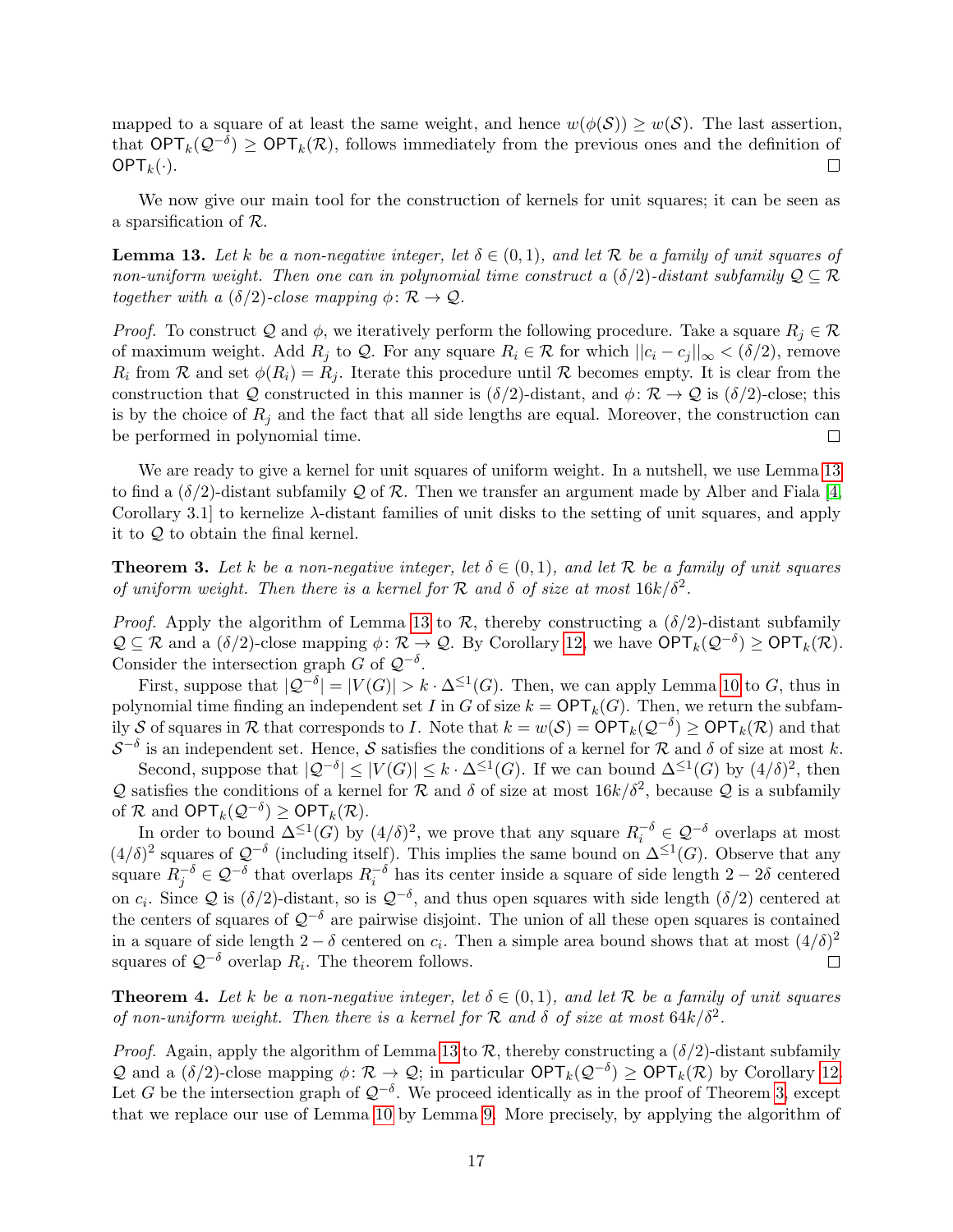mapped to a square of at least the same weight, and hence $w(\phi(\mathcal{S})) \geq w(\mathcal{S})$. The last assertion, that $\mathsf{OPT}_k(\mathcal{Q}^{-\delta}) \geq \mathsf{OPT}_k(\mathcal{R})$, follows immediately from the previous ones and the definition of $\mathsf{OPT}_k(\cdot)$. ◻

We now give our main tool for the construction of kernels for unit squares; it can be seen as a sparsification of $\mathcal{R}$.

**Lemma 13.** *Let $k$ be a non-negative integer, let $\delta \in (0,1)$, and let $\mathcal{R}$ be a family of unit squares of non-uniform weight. Then one can in polynomial time construct a $(\delta/2)$-distant subfamily $\mathcal{Q} \subseteq \mathcal{R}$ together with a $(\delta/2)$-close mapping $\phi\colon \mathcal{R} \to \mathcal{Q}$.*

*Proof.* To construct $\mathcal{Q}$ and $\phi$, we iteratively perform the following procedure. Take a square $R_j \in \mathcal{R}$ of maximum weight. Add $R_j$ to $\mathcal{Q}$. For any square $R_i \in \mathcal{R}$ for which $||c_i - c_j||_\infty < (\delta/2)$, remove $R_i$ from $\mathcal{R}$ and set $\phi(R_i) = R_j$. Iterate this procedure until $\mathcal{R}$ becomes empty. It is clear from the construction that $\mathcal{Q}$ constructed in this manner is $(\delta/2)$-distant, and $\phi\colon \mathcal{R} \to \mathcal{Q}$ is $(\delta/2)$-close; this is by the choice of $R_j$ and the fact that all side lengths are equal. Moreover, the construction can be performed in polynomial time. ◻

We are ready to give a kernel for unit squares of uniform weight. In a nutshell, we use Lemma 13 to find a $(\delta/2)$-distant subfamily $\mathcal{Q}$ of $\mathcal{R}$. Then we transfer an argument made by Alber and Fiala [4, Corollary 3.1] to kernelize $\lambda$-distant families of unit disks to the setting of unit squares, and apply it to $\mathcal{Q}$ to obtain the final kernel.

**Theorem 3.** *Let $k$ be a non-negative integer, let $\delta \in (0,1)$, and let $\mathcal{R}$ be a family of unit squares of uniform weight. Then there is a kernel for $\mathcal{R}$ and $\delta$ of size at most $16k/\delta^2$.*

*Proof.* Apply the algorithm of Lemma 13 to $\mathcal{R}$, thereby constructing a $(\delta/2)$-distant subfamily $\mathcal{Q} \subseteq \mathcal{R}$ and a $(\delta/2)$-close mapping $\phi\colon \mathcal{R} \to \mathcal{Q}$. By Corollary 12, we have $\mathsf{OPT}_k(\mathcal{Q}^{-\delta}) \geq \mathsf{OPT}_k(\mathcal{R})$. Consider the intersection graph $G$ of $\mathcal{Q}^{-\delta}$.

First, suppose that $|\mathcal{Q}^{-\delta}| = |V(G)| > k \cdot \Delta^{\leq 1}(G)$. Then, we can apply Lemma 10 to $G$, thus in polynomial time finding an independent set $I$ in $G$ of size $k = \mathsf{OPT}_k(G)$. Then, we return the subfamily $\mathcal{S}$ of squares in $\mathcal{R}$ that corresponds to $I$. Note that $k = w(\mathcal{S}) = \mathsf{OPT}_k(\mathcal{Q}^{-\delta}) \geq \mathsf{OPT}_k(\mathcal{R})$ and that $\mathcal{S}^{-\delta}$ is an independent set. Hence, $\mathcal{S}$ satisfies the conditions of a kernel for $\mathcal{R}$ and $\delta$ of size at most $k$.

Second, suppose that $|\mathcal{Q}^{-\delta}| \leq |V(G)| \leq k \cdot \Delta^{\leq 1}(G)$. If we can bound $\Delta^{\leq 1}(G)$ by $(4/\delta)^2$, then $\mathcal{Q}$ satisfies the conditions of a kernel for $\mathcal{R}$ and $\delta$ of size at most $16k/\delta^2$, because $\mathcal{Q}$ is a subfamily of $\mathcal{R}$ and $\mathsf{OPT}_k(\mathcal{Q}^{-\delta}) \geq \mathsf{OPT}_k(\mathcal{R})$.

In order to bound $\Delta^{\leq 1}(G)$ by $(4/\delta)^2$, we prove that any square $R_i^{-\delta} \in \mathcal{Q}^{-\delta}$ overlaps at most $(4/\delta)^2$ squares of $\mathcal{Q}^{-\delta}$ (including itself). This implies the same bound on $\Delta^{\leq 1}(G)$. Observe that any square $R_j^{-\delta} \in \mathcal{Q}^{-\delta}$ that overlaps $R_i^{-\delta}$ has its center inside a square of side length $2 - 2\delta$ centered on $c_i$. Since $\mathcal{Q}$ is $(\delta/2)$-distant, so is $\mathcal{Q}^{-\delta}$, and thus open squares with side length $(\delta/2)$ centered at the centers of squares of $\mathcal{Q}^{-\delta}$ are pairwise disjoint. The union of all these open squares is contained in a square of side length $2 - \delta$ centered on $c_i$. Then a simple area bound shows that at most $(4/\delta)^2$ squares of $\mathcal{Q}^{-\delta}$ overlap $R_i$. The theorem follows. ◻

**Theorem 4.** *Let $k$ be a non-negative integer, let $\delta \in (0,1)$, and let $\mathcal{R}$ be a family of unit squares of non-uniform weight. Then there is a kernel for $\mathcal{R}$ and $\delta$ of size at most $64k/\delta^2$.*

*Proof.* Again, apply the algorithm of Lemma 13 to $\mathcal{R}$, thereby constructing a $(\delta/2)$-distant subfamily $\mathcal{Q}$ and a $(\delta/2)$-close mapping $\phi\colon \mathcal{R} \to \mathcal{Q}$; in particular $\mathsf{OPT}_k(\mathcal{Q}^{-\delta}) \geq \mathsf{OPT}_k(\mathcal{R})$ by Corollary 12. Let $G$ be the intersection graph of $\mathcal{Q}^{-\delta}$. We proceed identically as in the proof of Theorem 3, except that we replace our use of Lemma 10 by Lemma 9. More precisely, by applying the algorithm of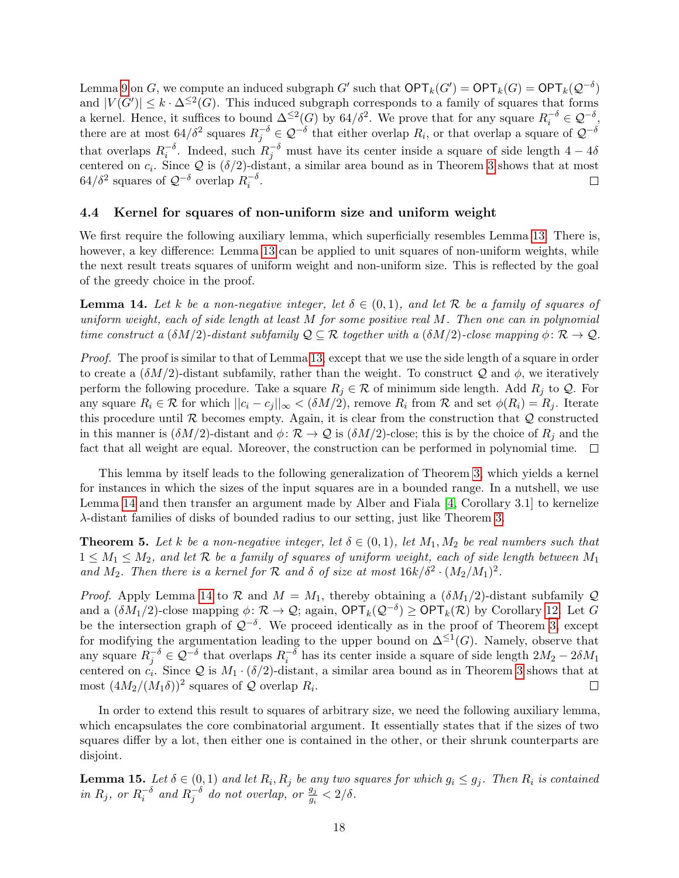Lemma 9 on $G$, we compute an induced subgraph $G'$ such that $\mathsf{OPT}_k(G') = \mathsf{OPT}_k(G) = \mathsf{OPT}_k(\mathcal{Q}^{-\delta})$ and $|V(G')| \leq k \cdot \Delta^{\leq 2}(G)$. This induced subgraph corresponds to a family of squares that forms a kernel. Hence, it suffices to bound $\Delta^{\leq 2}(G)$ by $64/\delta^2$. We prove that for any square $R_i^{-\delta} \in \mathcal{Q}^{-\delta}$, there are at most $64/\delta^2$ squares $R_j^{-\delta} \in \mathcal{Q}^{-\delta}$ that either overlap $R_i$, or that overlap a square of $\mathcal{Q}^{-\delta}$ that overlaps $R_i^{-\delta}$. Indeed, such $R_j^{-\delta}$ must have its center inside a square of side length $4 - 4\delta$ centered on $c_i$. Since $\mathcal{Q}$ is $(\delta/2)$-distant, a similar area bound as in Theorem 3 shows that at most $64/\delta^2$ squares of $\mathcal{Q}^{-\delta}$ overlap $R_i^{-\delta}$. ◻

### 4.4 Kernel for squares of non-uniform size and uniform weight

We first require the following auxiliary lemma, which superficially resembles Lemma 13. There is, however, a key difference: Lemma 13 can be applied to unit squares of non-uniform weights, while the next result treats squares of uniform weight and non-uniform size. This is reflected by the goal of the greedy choice in the proof.

**Lemma 14.** *Let $k$ be a non-negative integer, let $\delta \in (0, 1)$, and let $\mathcal{R}$ be a family of squares of uniform weight, each of side length at least $M$ for some positive real $M$. Then one can in polynomial time construct a $(\delta M/2)$-distant subfamily $\mathcal{Q} \subseteq \mathcal{R}$ together with a $(\delta M/2)$-close mapping $\phi \colon \mathcal{R} \to \mathcal{Q}$.*

*Proof.* The proof is similar to that of Lemma 13, except that we use the side length of a square in order to create a $(\delta M/2)$-distant subfamily, rather than the weight. To construct $\mathcal{Q}$ and $\phi$, we iteratively perform the following procedure. Take a square $R_j \in \mathcal{R}$ of minimum side length. Add $R_j$ to $\mathcal{Q}$. For any square $R_i \in \mathcal{R}$ for which $||c_i - c_j||_\infty < (\delta M/2)$, remove $R_i$ from $\mathcal{R}$ and set $\phi(R_i) = R_j$. Iterate this procedure until $\mathcal{R}$ becomes empty. Again, it is clear from the construction that $\mathcal{Q}$ constructed in this manner is $(\delta M/2)$-distant and $\phi \colon \mathcal{R} \to \mathcal{Q}$ is $(\delta M/2)$-close; this is by the choice of $R_j$ and the fact that all weight are equal. Moreover, the construction can be performed in polynomial time. ◻

This lemma by itself leads to the following generalization of Theorem 3, which yields a kernel for instances in which the sizes of the input squares are in a bounded range. In a nutshell, we use Lemma 14 and then transfer an argument made by Alber and Fiala [4, Corollary 3.1] to kernelize $\lambda$-distant families of disks of bounded radius to our setting, just like Theorem 3.

**Theorem 5.** *Let $k$ be a non-negative integer, let $\delta \in (0, 1)$, let $M_1, M_2$ be real numbers such that $1 \leq M_1 \leq M_2$, and let $\mathcal{R}$ be a family of squares of uniform weight, each of side length between $M_1$ and $M_2$. Then there is a kernel for $\mathcal{R}$ and $\delta$ of size at most $16k/\delta^2 \cdot (M_2/M_1)^2$.*

*Proof.* Apply Lemma 14 to $\mathcal{R}$ and $M = M_1$, thereby obtaining a $(\delta M_1/2)$-distant subfamily $\mathcal{Q}$ and a $(\delta M_1/2)$-close mapping $\phi \colon \mathcal{R} \to \mathcal{Q}$; again, $\mathsf{OPT}_k(\mathcal{Q}^{-\delta}) \geq \mathsf{OPT}_k(\mathcal{R})$ by Corollary 12. Let $G$ be the intersection graph of $\mathcal{Q}^{-\delta}$. We proceed identically as in the proof of Theorem 3, except for modifying the argumentation leading to the upper bound on $\Delta^{\leq 1}(G)$. Namely, observe that any square $R_j^{-\delta} \in \mathcal{Q}^{-\delta}$ that overlaps $R_i^{-\delta}$ has its center inside a square of side length $2M_2 - 2\delta M_1$ centered on $c_i$. Since $\mathcal{Q}$ is $M_1 \cdot (\delta/2)$-distant, a similar area bound as in Theorem 3 shows that at most $(4M_2/(M_1\delta))^2$ squares of $\mathcal{Q}$ overlap $R_i$. ◻

In order to extend this result to squares of arbitrary size, we need the following auxiliary lemma, which encapsulates the core combinatorial argument. It essentially states that if the sizes of two squares differ by a lot, then either one is contained in the other, or their shrunk counterparts are disjoint.

**Lemma 15.** *Let $\delta \in (0, 1)$ and let $R_i, R_j$ be any two squares for which $g_i \leq g_j$. Then $R_i$ is contained in $R_j$, or $R_i^{-\delta}$ and $R_j^{-\delta}$ do not overlap, or $\frac{g_j}{g_i} < 2/\delta$.*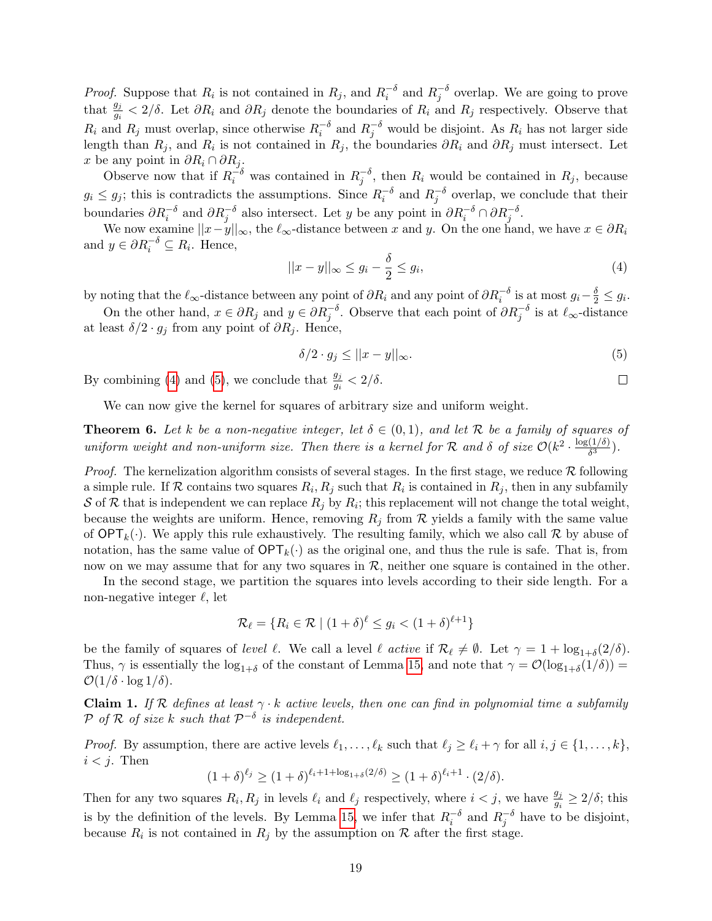*Proof.* Suppose that $R_i$ is not contained in $R_j$, and $R_i^{-\delta}$ and $R_j^{-\delta}$ overlap. We are going to prove that $\frac{g_j}{g_i} < 2/\delta$. Let $\partial R_i$ and $\partial R_j$ denote the boundaries of $R_i$ and $R_j$ respectively. Observe that $R_i$ and $R_j$ must overlap, since otherwise $R_i^{-\delta}$ and $R_j^{-\delta}$ would be disjoint. As $R_i$ has not larger side length than $R_j$, and $R_i$ is not contained in $R_j$, the boundaries $\partial R_i$ and $\partial R_j$ must intersect. Let $x$ be any point in $\partial R_i \cap \partial R_j$.

Observe now that if $R_i^{-\delta}$ was contained in $R_j^{-\delta}$, then $R_i$ would be contained in $R_j$, because $g_i \leq g_j$; this is contradicts the assumptions. Since $R_i^{-\delta}$ and $R_j^{-\delta}$ overlap, we conclude that their boundaries $\partial R_i^{-\delta}$ and $\partial R_j^{-\delta}$ also intersect. Let $y$ be any point in $\partial R_i^{-\delta} \cap \partial R_j^{-\delta}$.

We now examine $||x-y||_\infty$, the $\ell_\infty$-distance between $x$ and $y$. On the one hand, we have $x \in \partial R_i$ and $y \in \partial R_i^{-\delta} \subseteq R_i$. Hence,

$$||x-y||_\infty \leq g_i - \frac{\delta}{2} \leq g_i, \tag{4}$$

by noting that the $\ell_\infty$-distance between any point of $\partial R_i$ and any point of $\partial R_i^{-\delta}$ is at most $g_i - \frac{\delta}{2} \leq g_i$.

On the other hand, $x \in \partial R_j$ and $y \in \partial R_j^{-\delta}$. Observe that each point of $\partial R_j^{-\delta}$ is at $\ell_\infty$-distance at least $\delta/2 \cdot g_j$ from any point of $\partial R_j$. Hence,

$$\delta/2 \cdot g_j \leq ||x-y||_\infty. \tag{5}$$

By combining (4) and (5), we conclude that $\frac{g_j}{g_i} < 2/\delta$. $\square$

We can now give the kernel for squares of arbitrary size and uniform weight.

**Theorem 6.** *Let $k$ be a non-negative integer, let $\delta \in (0,1)$, and let $\mathcal{R}$ be a family of squares of uniform weight and non-uniform size. Then there is a kernel for $\mathcal{R}$ and $\delta$ of size $\mathcal{O}(k^2 \cdot \frac{\log(1/\delta)}{\delta^3})$.*

*Proof.* The kernelization algorithm consists of several stages. In the first stage, we reduce $\mathcal{R}$ following a simple rule. If $\mathcal{R}$ contains two squares $R_i, R_j$ such that $R_i$ is contained in $R_j$, then in any subfamily $\mathcal{S}$ of $\mathcal{R}$ that is independent we can replace $R_j$ by $R_i$; this replacement will not change the total weight, because the weights are uniform. Hence, removing $R_j$ from $\mathcal{R}$ yields a family with the same value of $\mathsf{OPT}_k(\cdot)$. We apply this rule exhaustively. The resulting family, which we also call $\mathcal{R}$ by abuse of notation, has the same value of $\mathsf{OPT}_k(\cdot)$ as the original one, and thus the rule is safe. That is, from now on we may assume that for any two squares in $\mathcal{R}$, neither one square is contained in the other.

In the second stage, we partition the squares into levels according to their side length. For a non-negative integer $\ell$, let

$$\mathcal{R}_\ell = \{R_i \in \mathcal{R} \mid (1+\delta)^\ell \leq g_i < (1+\delta)^{\ell+1}\}$$

be the family of squares of *level* $\ell$. We call a level $\ell$ *active* if $\mathcal{R}_\ell \neq \emptyset$. Let $\gamma = 1 + \log_{1+\delta}(2/\delta)$. Thus, $\gamma$ is essentially the $\log_{1+\delta}$ of the constant of Lemma 15, and note that $\gamma = \mathcal{O}(\log_{1+\delta}(1/\delta)) = \mathcal{O}(1/\delta \cdot \log 1/\delta)$.

**Claim 1.** *If $\mathcal{R}$ defines at least $\gamma \cdot k$ active levels, then one can find in polynomial time a subfamily $\mathcal{P}$ of $\mathcal{R}$ of size $k$ such that $\mathcal{P}^{-\delta}$ is independent.*

*Proof.* By assumption, there are active levels $\ell_1, \ldots, \ell_k$ such that $\ell_j \geq \ell_i + \gamma$ for all $i, j \in \{1, \ldots, k\}$, $i < j$. Then

$$(1+\delta)^{\ell_j} \geq (1+\delta)^{\ell_i + 1 + \log_{1+\delta}(2/\delta)} \geq (1+\delta)^{\ell_i+1} \cdot (2/\delta).$$

Then for any two squares $R_i, R_j$ in levels $\ell_i$ and $\ell_j$ respectively, where $i < j$, we have $\frac{g_j}{g_i} \geq 2/\delta$; this is by the definition of the levels. By Lemma 15, we infer that $R_i^{-\delta}$ and $R_j^{-\delta}$ have to be disjoint, because $R_i$ is not contained in $R_j$ by the assumption on $\mathcal{R}$ after the first stage.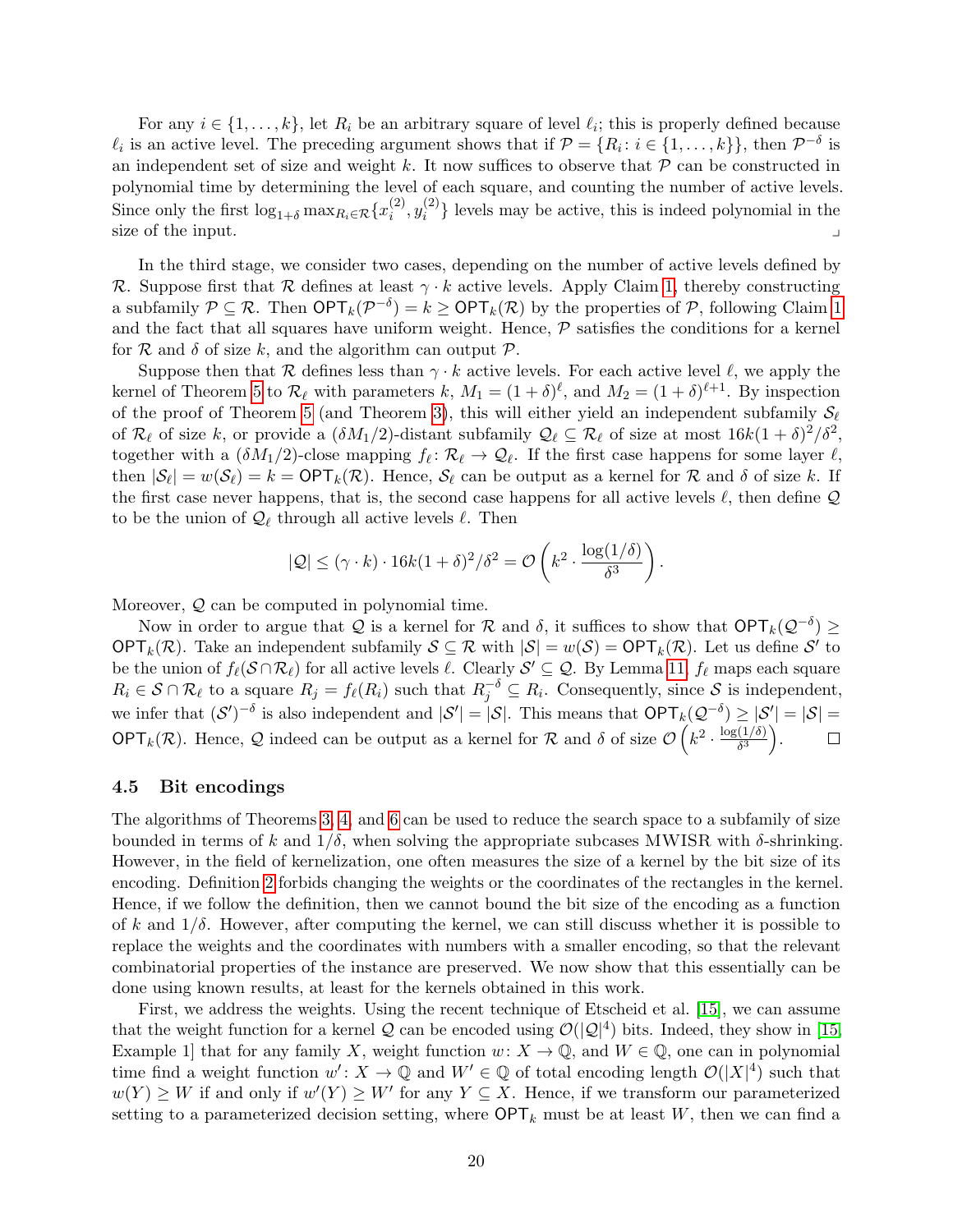For any $i \in \{1, \ldots, k\}$, let $R_i$ be an arbitrary square of level $\ell_i$; this is properly defined because $\ell_i$ is an active level. The preceding argument shows that if $\mathcal{P} = \{R_i : i \in \{1, \ldots, k\}\}$, then $\mathcal{P}^{-\delta}$ is an independent set of size and weight $k$. It now suffices to observe that $\mathcal{P}$ can be constructed in polynomial time by determining the level of each square, and counting the number of active levels. Since only the first $\log_{1+\delta} \max_{R_i \in \mathcal{R}} \{x_i^{(2)}, y_i^{(2)}\}$ levels may be active, this is indeed polynomial in the size of the input. ⌟

In the third stage, we consider two cases, depending on the number of active levels defined by $\mathcal{R}$. Suppose first that $\mathcal{R}$ defines at least $\gamma \cdot k$ active levels. Apply Claim 1, thereby constructing a subfamily $\mathcal{P} \subseteq \mathcal{R}$. Then $\mathsf{OPT}_k(\mathcal{P}^{-\delta}) = k \geq \mathsf{OPT}_k(\mathcal{R})$ by the properties of $\mathcal{P}$, following Claim 1 and the fact that all squares have uniform weight. Hence, $\mathcal{P}$ satisfies the conditions for a kernel for $\mathcal{R}$ and $\delta$ of size $k$, and the algorithm can output $\mathcal{P}$.

Suppose then that $\mathcal{R}$ defines less than $\gamma \cdot k$ active levels. For each active level $\ell$, we apply the kernel of Theorem 5 to $\mathcal{R}_\ell$ with parameters $k$, $M_1 = (1+\delta)^\ell$, and $M_2 = (1+\delta)^{\ell+1}$. By inspection of the proof of Theorem 5 (and Theorem 3), this will either yield an independent subfamily $\mathcal{S}_\ell$ of $\mathcal{R}_\ell$ of size $k$, or provide a $(\delta M_1/2)$-distant subfamily $\mathcal{Q}_\ell \subseteq \mathcal{R}_\ell$ of size at most $16k(1+\delta)^2/\delta^2$, together with a $(\delta M_1/2)$-close mapping $f_\ell \colon \mathcal{R}_\ell \to \mathcal{Q}_\ell$. If the first case happens for some layer $\ell$, then $|\mathcal{S}_\ell| = w(\mathcal{S}_\ell) = k = \mathsf{OPT}_k(\mathcal{R})$. Hence, $\mathcal{S}_\ell$ can be output as a kernel for $\mathcal{R}$ and $\delta$ of size $k$. If the first case never happens, that is, the second case happens for all active levels $\ell$, then define $\mathcal{Q}$ to be the union of $\mathcal{Q}_\ell$ through all active levels $\ell$. Then

$$|\mathcal{Q}| \leq (\gamma \cdot k) \cdot 16k(1+\delta)^2/\delta^2 = \mathcal{O}\left(k^2 \cdot \frac{\log(1/\delta)}{\delta^3}\right).$$

Moreover, $\mathcal{Q}$ can be computed in polynomial time.

Now in order to argue that $\mathcal{Q}$ is a kernel for $\mathcal{R}$ and $\delta$, it suffices to show that $\mathsf{OPT}_k(\mathcal{Q}^{-\delta}) \geq \mathsf{OPT}_k(\mathcal{R})$. Take an independent subfamily $\mathcal{S} \subseteq \mathcal{R}$ with $|\mathcal{S}| = w(\mathcal{S}) = \mathsf{OPT}_k(\mathcal{R})$. Let us define $\mathcal{S}'$ to be the union of $f_\ell(\mathcal{S} \cap \mathcal{R}_\ell)$ for all active levels $\ell$. Clearly $\mathcal{S}' \subseteq \mathcal{Q}$. By Lemma 11, $f_\ell$ maps each square $R_i \in \mathcal{S} \cap \mathcal{R}_\ell$ to a square $R_j = f_\ell(R_i)$ such that $R_j^{-\delta} \subseteq R_i$. Consequently, since $\mathcal{S}$ is independent, we infer that $(\mathcal{S}')^{-\delta}$ is also independent and $|\mathcal{S}'| = |\mathcal{S}|$. This means that $\mathsf{OPT}_k(\mathcal{Q}^{-\delta}) \geq |\mathcal{S}'| = |\mathcal{S}| = \mathsf{OPT}_k(\mathcal{R})$. Hence, $\mathcal{Q}$ indeed can be output as a kernel for $\mathcal{R}$ and $\delta$ of size $\mathcal{O}\left(k^2 \cdot \frac{\log(1/\delta)}{\delta^3}\right)$. □

### 4.5 Bit encodings

The algorithms of Theorems 3, 4, and 6 can be used to reduce the search space to a subfamily of size bounded in terms of $k$ and $1/\delta$, when solving the appropriate subcases MWISR with $\delta$-shrinking. However, in the field of kernelization, one often measures the size of a kernel by the bit size of its encoding. Definition 2 forbids changing the weights or the coordinates of the rectangles in the kernel. Hence, if we follow the definition, then we cannot bound the bit size of the encoding as a function of $k$ and $1/\delta$. However, after computing the kernel, we can still discuss whether it is possible to replace the weights and the coordinates with numbers with a smaller encoding, so that the relevant combinatorial properties of the instance are preserved. We now show that this essentially can be done using known results, at least for the kernels obtained in this work.

First, we address the weights. Using the recent technique of Etscheid et al. [15], we can assume that the weight function for a kernel $\mathcal{Q}$ can be encoded using $\mathcal{O}(|\mathcal{Q}|^4)$ bits. Indeed, they show in [15, Example 1] that for any family $X$, weight function $w \colon X \to \mathbb{Q}$, and $W \in \mathbb{Q}$, one can in polynomial time find a weight function $w' \colon X \to \mathbb{Q}$ and $W' \in \mathbb{Q}$ of total encoding length $\mathcal{O}(|X|^4)$ such that $w(Y) \geq W$ if and only if $w'(Y) \geq W'$ for any $Y \subseteq X$. Hence, if we transform our parameterized setting to a parameterized decision setting, where $\mathsf{OPT}_k$ must be at least $W$, then we can find a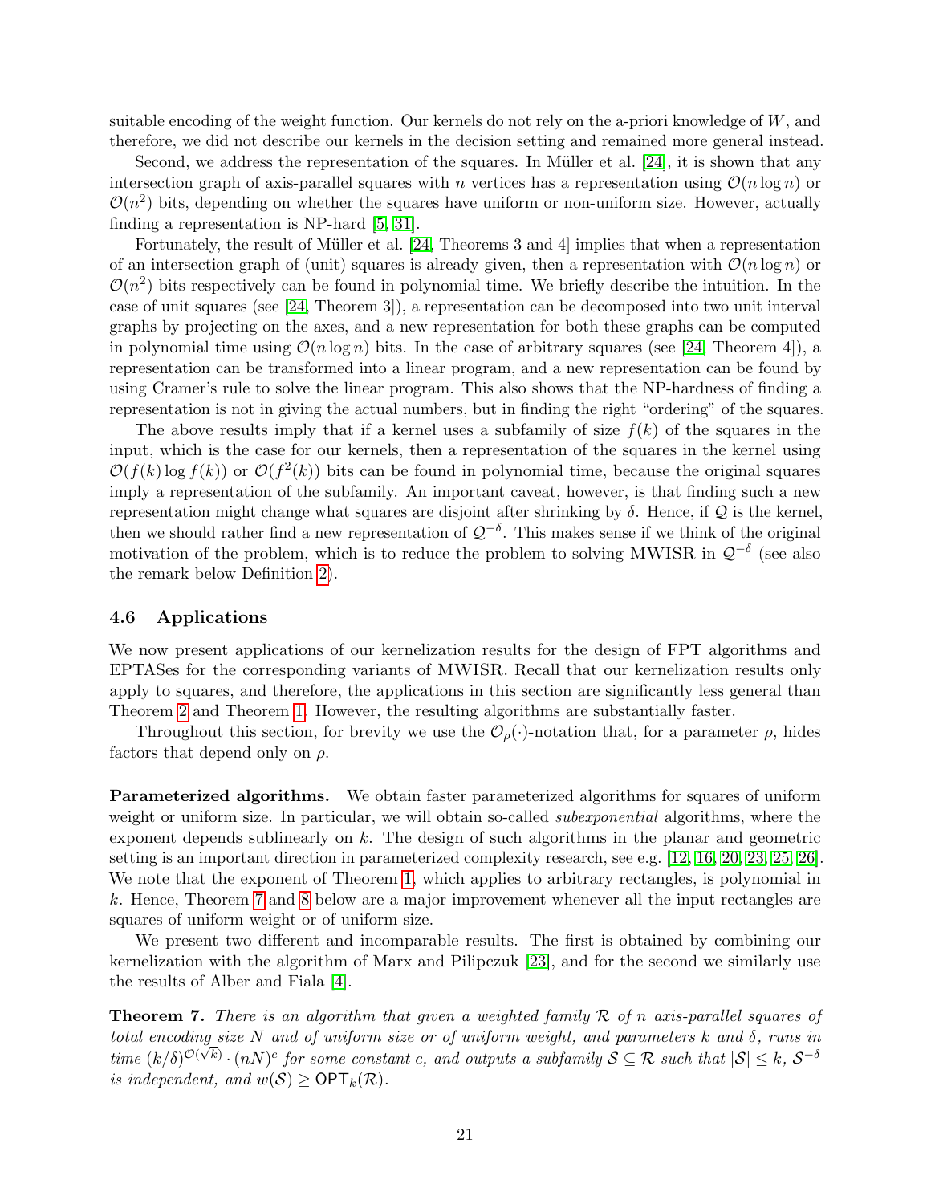suitable encoding of the weight function. Our kernels do not rely on the a-priori knowledge of $W$, and therefore, we did not describe our kernels in the decision setting and remained more general instead.

Second, we address the representation of the squares. In Müller et al. [24], it is shown that any intersection graph of axis-parallel squares with $n$ vertices has a representation using $\mathcal{O}(n \log n)$ or $\mathcal{O}(n^2)$ bits, depending on whether the squares have uniform or non-uniform size. However, actually finding a representation is NP-hard [5, 31].

Fortunately, the result of Müller et al. [24, Theorems 3 and 4] implies that when a representation of an intersection graph of (unit) squares is already given, then a representation with $\mathcal{O}(n \log n)$ or $\mathcal{O}(n^2)$ bits respectively can be found in polynomial time. We briefly describe the intuition. In the case of unit squares (see [24, Theorem 3]), a representation can be decomposed into two unit interval graphs by projecting on the axes, and a new representation for both these graphs can be computed in polynomial time using $\mathcal{O}(n \log n)$ bits. In the case of arbitrary squares (see [24, Theorem 4]), a representation can be transformed into a linear program, and a new representation can be found by using Cramer's rule to solve the linear program. This also shows that the NP-hardness of finding a representation is not in giving the actual numbers, but in finding the right "ordering" of the squares.

The above results imply that if a kernel uses a subfamily of size $f(k)$ of the squares in the input, which is the case for our kernels, then a representation of the squares in the kernel using $\mathcal{O}(f(k) \log f(k))$ or $\mathcal{O}(f^2(k))$ bits can be found in polynomial time, because the original squares imply a representation of the subfamily. An important caveat, however, is that finding such a new representation might change what squares are disjoint after shrinking by $\delta$. Hence, if $\mathcal{Q}$ is the kernel, then we should rather find a new representation of $\mathcal{Q}^{-\delta}$. This makes sense if we think of the original motivation of the problem, which is to reduce the problem to solving MWISR in $\mathcal{Q}^{-\delta}$ (see also the remark below Definition 2).

### 4.6 Applications

We now present applications of our kernelization results for the design of FPT algorithms and EPTASes for the corresponding variants of MWISR. Recall that our kernelization results only apply to squares, and therefore, the applications in this section are significantly less general than Theorem 2 and Theorem 1. However, the resulting algorithms are substantially faster.

Throughout this section, for brevity we use the $\mathcal{O}_\rho(\cdot)$-notation that, for a parameter $\rho$, hides factors that depend only on $\rho$.

**Parameterized algorithms.** We obtain faster parameterized algorithms for squares of uniform weight or uniform size. In particular, we will obtain so-called *subexponential* algorithms, where the exponent depends sublinearly on $k$. The design of such algorithms in the planar and geometric setting is an important direction in parameterized complexity research, see e.g. [12, 16, 20, 23, 25, 26]. We note that the exponent of Theorem 1, which applies to arbitrary rectangles, is polynomial in $k$. Hence, Theorem 7 and 8 below are a major improvement whenever all the input rectangles are squares of uniform weight or of uniform size.

We present two different and incomparable results. The first is obtained by combining our kernelization with the algorithm of Marx and Pilipczuk [23], and for the second we similarly use the results of Alber and Fiala [4].

**Theorem 7.** *There is an algorithm that given a weighted family $\mathcal{R}$ of $n$ axis-parallel squares of total encoding size $N$ and of uniform size or of uniform weight, and parameters $k$ and $\delta$, runs in time $(k/\delta)^{\mathcal{O}(\sqrt{k})} \cdot (nN)^c$ for some constant $c$, and outputs a subfamily $\mathcal{S} \subseteq \mathcal{R}$ such that $|\mathcal{S}| \leq k$, $\mathcal{S}^{-\delta}$ is independent, and $w(\mathcal{S}) \geq \mathsf{OPT}_k(\mathcal{R})$.*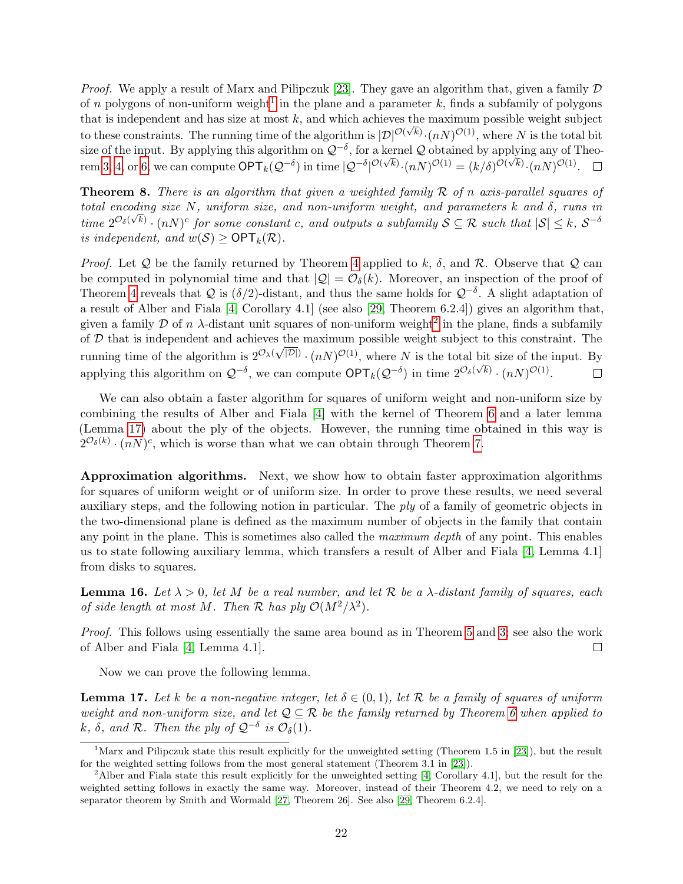*Proof.* We apply a result of Marx and Pilipczuk [23]. They gave an algorithm that, given a family $\mathcal{D}$ of $n$ polygons of non-uniform weight[1] in the plane and a parameter $k$, finds a subfamily of polygons that is independent and has size at most $k$, and which achieves the maximum possible weight subject to these constraints. The running time of the algorithm is $|\mathcal{D}|^{\mathcal{O}(\sqrt{k})} \cdot (nN)^{\mathcal{O}(1)}$, where $N$ is the total bit size of the input. By applying this algorithm on $\mathcal{Q}^{-\delta}$, for a kernel $\mathcal{Q}$ obtained by applying any of Theorem 3, 4, or 6, we can compute $\mathsf{OPT}_k(\mathcal{Q}^{-\delta})$ in time $|\mathcal{Q}^{-\delta}|^{\mathcal{O}(\sqrt{k})} \cdot (nN)^{\mathcal{O}(1)} = (k/\delta)^{\mathcal{O}(\sqrt{k})} \cdot (nN)^{\mathcal{O}(1)}$. $\square$

**Theorem 8.** *There is an algorithm that given a weighted family $\mathcal{R}$ of $n$ axis-parallel squares of total encoding size $N$, uniform size, and non-uniform weight, and parameters $k$ and $\delta$, runs in time $2^{\mathcal{O}_\delta(\sqrt{k})} \cdot (nN)^c$ for some constant $c$, and outputs a subfamily $\mathcal{S} \subseteq \mathcal{R}$ such that $|\mathcal{S}| \leq k$, $\mathcal{S}^{-\delta}$ is independent, and $w(\mathcal{S}) \geq \mathsf{OPT}_k(\mathcal{R})$.*

*Proof.* Let $\mathcal{Q}$ be the family returned by Theorem 4 applied to $k$, $\delta$, and $\mathcal{R}$. Observe that $\mathcal{Q}$ can be computed in polynomial time and that $|\mathcal{Q}| = \mathcal{O}_\delta(k)$. Moreover, an inspection of the proof of Theorem 4 reveals that $\mathcal{Q}$ is $(\delta/2)$-distant, and thus the same holds for $\mathcal{Q}^{-\delta}$. A slight adaptation of a result of Alber and Fiala [4, Corollary 4.1] (see also [29, Theorem 6.2.4]) gives an algorithm that, given a family $\mathcal{D}$ of $n$ $\lambda$-distant unit squares of non-uniform weight[2] in the plane, finds a subfamily of $\mathcal{D}$ that is independent and achieves the maximum possible weight subject to this constraint. The running time of the algorithm is $2^{\mathcal{O}_\lambda(\sqrt{|\mathcal{D}|})} \cdot (nN)^{\mathcal{O}(1)}$, where $N$ is the total bit size of the input. By applying this algorithm on $\mathcal{Q}^{-\delta}$, we can compute $\mathsf{OPT}_k(\mathcal{Q}^{-\delta})$ in time $2^{\mathcal{O}_\delta(\sqrt{k})} \cdot (nN)^{\mathcal{O}(1)}$. $\square$

We can also obtain a faster algorithm for squares of uniform weight and non-uniform size by combining the results of Alber and Fiala [4] with the kernel of Theorem 6 and a later lemma (Lemma 17) about the ply of the objects. However, the running time obtained in this way is $2^{\mathcal{O}_\delta(k)} \cdot (nN)^c$, which is worse than what we can obtain through Theorem 7.

**Approximation algorithms.** Next, we show how to obtain faster approximation algorithms for squares of uniform weight or of uniform size. In order to prove these results, we need several auxiliary steps, and the following notion in particular. The *ply* of a family of geometric objects in the two-dimensional plane is defined as the maximum number of objects in the family that contain any point in the plane. This is sometimes also called the *maximum depth* of any point. This enables us to state following auxiliary lemma, which transfers a result of Alber and Fiala [4, Lemma 4.1] from disks to squares.

**Lemma 16.** *Let $\lambda > 0$, let $M$ be a real number, and let $\mathcal{R}$ be a $\lambda$-distant family of squares, each of side length at most $M$. Then $\mathcal{R}$ has ply $\mathcal{O}(M^2/\lambda^2)$.*

*Proof.* This follows using essentially the same area bound as in Theorem 5 and 3; see also the work of Alber and Fiala [4, Lemma 4.1]. $\square$

Now we can prove the following lemma.

**Lemma 17.** *Let $k$ be a non-negative integer, let $\delta \in (0, 1)$, let $\mathcal{R}$ be a family of squares of uniform weight and non-uniform size, and let $\mathcal{Q} \subseteq \mathcal{R}$ be the family returned by Theorem 6 when applied to $k$, $\delta$, and $\mathcal{R}$. Then the ply of $\mathcal{Q}^{-\delta}$ is $\mathcal{O}_\delta(1)$.*

---

[1] Marx and Pilipczuk state this result explicitly for the unweighted setting (Theorem 1.5 in [23]), but the result for the weighted setting follows from the most general statement (Theorem 3.1 in [23]).

[2] Alber and Fiala state this result explicitly for the unweighted setting [4, Corollary 4.1], but the result for the weighted setting follows in exactly the same way. Moreover, instead of their Theorem 4.2, we need to rely on a separator theorem by Smith and Wormald [27, Theorem 26]. See also [29, Theorem 6.2.4].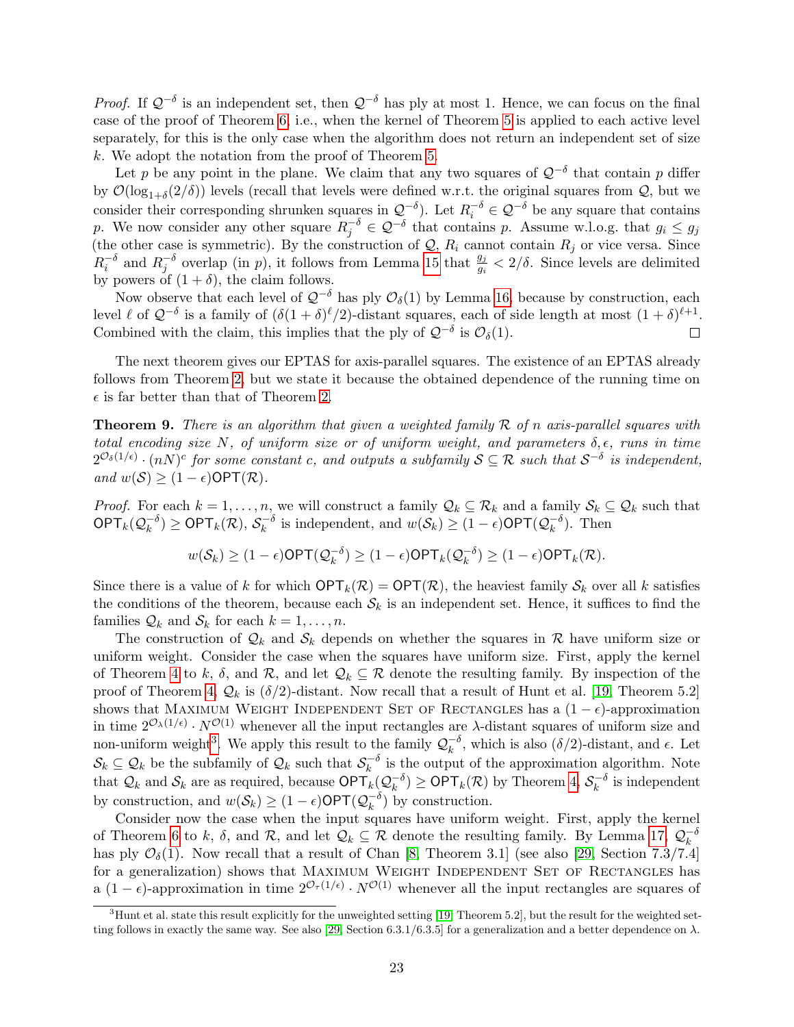*Proof.* If $\mathcal{Q}^{-\delta}$ is an independent set, then $\mathcal{Q}^{-\delta}$ has ply at most 1. Hence, we can focus on the final case of the proof of Theorem 6, i.e., when the kernel of Theorem 5 is applied to each active level separately, for this is the only case when the algorithm does not return an independent set of size $k$. We adopt the notation from the proof of Theorem 5.

Let $p$ be any point in the plane. We claim that any two squares of $\mathcal{Q}^{-\delta}$ that contain $p$ differ by $\mathcal{O}(\log_{1+\delta}(2/\delta))$ levels (recall that levels were defined w.r.t. the original squares from $\mathcal{Q}$, but we consider their corresponding shrunken squares in $\mathcal{Q}^{-\delta}$). Let $R_i^{-\delta} \in \mathcal{Q}^{-\delta}$ be any square that contains $p$. We now consider any other square $R_j^{-\delta} \in \mathcal{Q}^{-\delta}$ that contains $p$. Assume w.l.o.g. that $g_i \leq g_j$ (the other case is symmetric). By the construction of $\mathcal{Q}$, $R_i$ cannot contain $R_j$ or vice versa. Since $R_i^{-\delta}$ and $R_j^{-\delta}$ overlap (in $p$), it follows from Lemma 15 that $\frac{g_j}{g_i} < 2/\delta$. Since levels are delimited by powers of $(1+\delta)$, the claim follows.

Now observe that each level of $\mathcal{Q}^{-\delta}$ has ply $\mathcal{O}_\delta(1)$ by Lemma 16, because by construction, each level $\ell$ of $\mathcal{Q}^{-\delta}$ is a family of $(\delta(1+\delta)^\ell/2)$-distant squares, each of side length at most $(1+\delta)^{\ell+1}$. Combined with the claim, this implies that the ply of $\mathcal{Q}^{-\delta}$ is $\mathcal{O}_\delta(1)$. $\square$

The next theorem gives our EPTAS for axis-parallel squares. The existence of an EPTAS already follows from Theorem 2, but we state it because the obtained dependence of the running time on $\epsilon$ is far better than that of Theorem 2.

**Theorem 9.** *There is an algorithm that given a weighted family $\mathcal{R}$ of $n$ axis-parallel squares with total encoding size $N$, of uniform size or of uniform weight, and parameters $\delta, \epsilon$, runs in time $2^{\mathcal{O}_\delta(1/\epsilon)} \cdot (nN)^c$ for some constant $c$, and outputs a subfamily $\mathcal{S} \subseteq \mathcal{R}$ such that $\mathcal{S}^{-\delta}$ is independent, and $w(\mathcal{S}) \geq (1-\epsilon)\mathsf{OPT}(\mathcal{R})$.*

*Proof.* For each $k = 1, \ldots, n$, we will construct a family $\mathcal{Q}_k \subseteq \mathcal{R}_k$ and a family $\mathcal{S}_k \subseteq \mathcal{Q}_k$ such that $\mathsf{OPT}_k(\mathcal{Q}_k^{-\delta}) \geq \mathsf{OPT}_k(\mathcal{R})$, $\mathcal{S}_k^{-\delta}$ is independent, and $w(\mathcal{S}_k) \geq (1-\epsilon)\mathsf{OPT}(\mathcal{Q}_k^{-\delta})$. Then

$$w(\mathcal{S}_k) \geq (1-\epsilon)\mathsf{OPT}(\mathcal{Q}_k^{-\delta}) \geq (1-\epsilon)\mathsf{OPT}_k(\mathcal{Q}_k^{-\delta}) \geq (1-\epsilon)\mathsf{OPT}_k(\mathcal{R}).$$

Since there is a value of $k$ for which $\mathsf{OPT}_k(\mathcal{R}) = \mathsf{OPT}(\mathcal{R})$, the heaviest family $\mathcal{S}_k$ over all $k$ satisfies the conditions of the theorem, because each $\mathcal{S}_k$ is an independent set. Hence, it suffices to find the families $\mathcal{Q}_k$ and $\mathcal{S}_k$ for each $k = 1, \ldots, n$.

The construction of $\mathcal{Q}_k$ and $\mathcal{S}_k$ depends on whether the squares in $\mathcal{R}$ have uniform size or uniform weight. Consider the case when the squares have uniform size. First, apply the kernel of Theorem 4 to $k$, $\delta$, and $\mathcal{R}$, and let $\mathcal{Q}_k \subseteq \mathcal{R}$ denote the resulting family. By inspection of the proof of Theorem 4, $\mathcal{Q}_k$ is $(\delta/2)$-distant. Now recall that a result of Hunt et al. [19, Theorem 5.2] shows that Maximum Weight Independent Set of Rectangles has a $(1-\epsilon)$-approximation in time $2^{\mathcal{O}_\lambda(1/\epsilon)} \cdot N^{\mathcal{O}(1)}$ whenever all the input rectangles are $\lambda$-distant squares of uniform size and non-uniform weight[3]. We apply this result to the family $\mathcal{Q}_k^{-\delta}$, which is also $(\delta/2)$-distant, and $\epsilon$. Let $\mathcal{S}_k \subseteq \mathcal{Q}_k$ be the subfamily of $\mathcal{Q}_k$ such that $\mathcal{S}_k^{-\delta}$ is the output of the approximation algorithm. Note that $\mathcal{Q}_k$ and $\mathcal{S}_k$ are as required, because $\mathsf{OPT}_k(\mathcal{Q}_k^{-\delta}) \geq \mathsf{OPT}_k(\mathcal{R})$ by Theorem 4, $\mathcal{S}_k^{-\delta}$ is independent by construction, and $w(\mathcal{S}_k) \geq (1-\epsilon)\mathsf{OPT}(\mathcal{Q}_k^{-\delta})$ by construction.

Consider now the case when the input squares have uniform weight. First, apply the kernel of Theorem 6 to $k$, $\delta$, and $\mathcal{R}$, and let $\mathcal{Q}_k \subseteq \mathcal{R}$ denote the resulting family. By Lemma 17, $\mathcal{Q}_k^{-\delta}$ has ply $\mathcal{O}_\delta(1)$. Now recall that a result of Chan [8, Theorem 3.1] (see also [29, Section 7.3/7.4] for a generalization) shows that Maximum Weight Independent Set of Rectangles has a $(1-\epsilon)$-approximation in time $2^{\mathcal{O}_\tau(1/\epsilon)} \cdot N^{\mathcal{O}(1)}$ whenever all the input rectangles are squares of

[3] Hunt et al. state this result explicitly for the unweighted setting [19, Theorem 5.2], but the result for the weighted setting follows in exactly the same way. See also [29, Section 6.3.1/6.3.5] for a generalization and a better dependence on $\lambda$.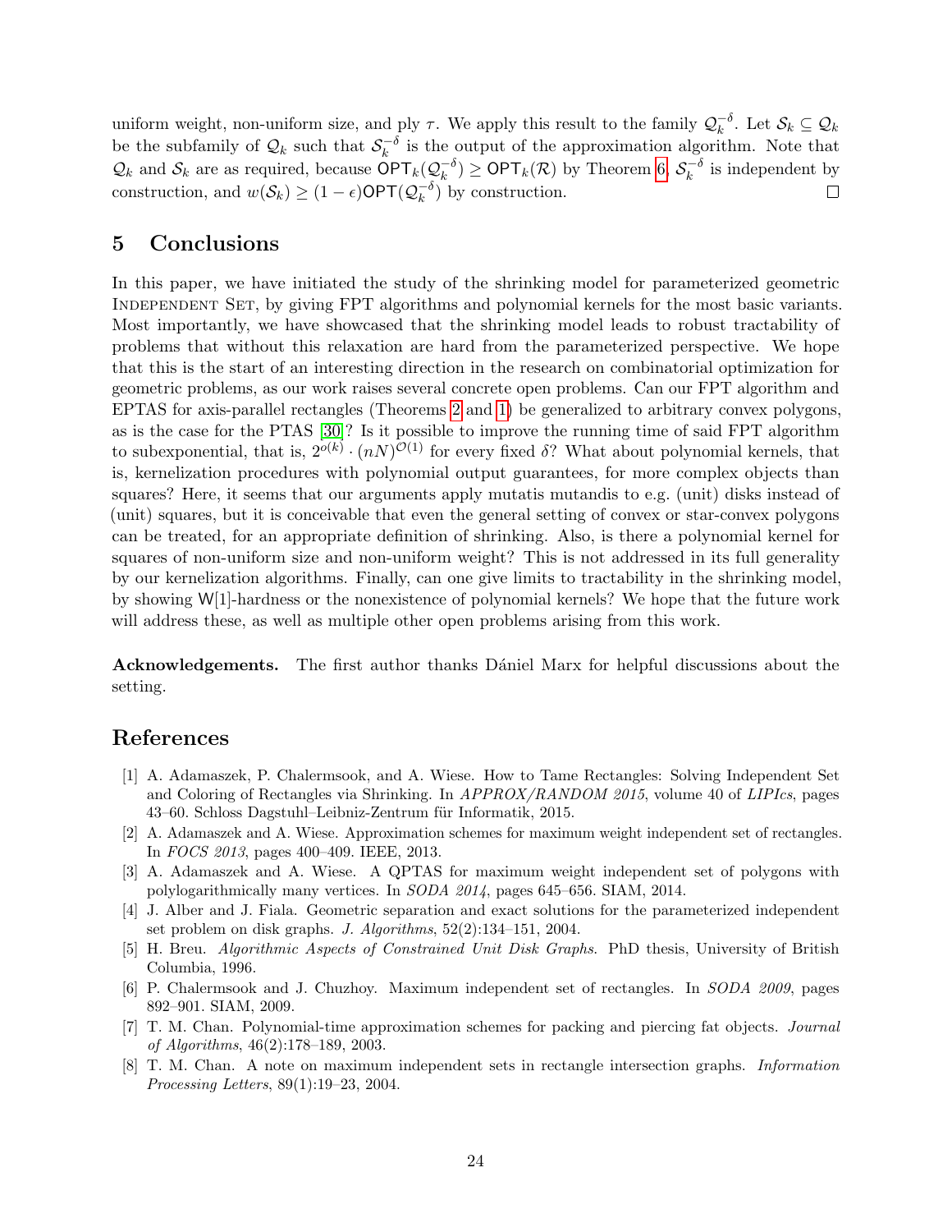uniform weight, non-uniform size, and ply $\tau$. We apply this result to the family $\mathcal{Q}_k^{-\delta}$. Let $\mathcal{S}_k \subseteq \mathcal{Q}_k$ be the subfamily of $\mathcal{Q}_k$ such that $\mathcal{S}_k^{-\delta}$ is the output of the approximation algorithm. Note that $\mathcal{Q}_k$ and $\mathcal{S}_k$ are as required, because $\mathsf{OPT}_k(\mathcal{Q}_k^{-\delta}) \geq \mathsf{OPT}_k(\mathcal{R})$ by Theorem 6, $\mathcal{S}_k^{-\delta}$ is independent by construction, and $w(\mathcal{S}_k) \geq (1-\epsilon)\mathsf{OPT}(\mathcal{Q}_k^{-\delta})$ by construction. ◻

## 5 Conclusions

In this paper, we have initiated the study of the shrinking model for parameterized geometric Independent Set, by giving FPT algorithms and polynomial kernels for the most basic variants. Most importantly, we have showcased that the shrinking model leads to robust tractability of problems that without this relaxation are hard from the parameterized perspective. We hope that this is the start of an interesting direction in the research on combinatorial optimization for geometric problems, as our work raises several concrete open problems. Can our FPT algorithm and EPTAS for axis-parallel rectangles (Theorems 2 and 1) be generalized to arbitrary convex polygons, as is the case for the PTAS [30]? Is it possible to improve the running time of said FPT algorithm to subexponential, that is, $2^{o(k)} \cdot (nN)^{\mathcal{O}(1)}$ for every fixed $\delta$? What about polynomial kernels, that is, kernelization procedures with polynomial output guarantees, for more complex objects than squares? Here, it seems that our arguments apply mutatis mutandis to e.g. (unit) disks instead of (unit) squares, but it is conceivable that even the general setting of convex or star-convex polygons can be treated, for an appropriate definition of shrinking. Also, is there a polynomial kernel for squares of non-uniform size and non-uniform weight? This is not addressed in its full generality by our kernelization algorithms. Finally, can one give limits to tractability in the shrinking model, by showing W[1]-hardness or the nonexistence of polynomial kernels? We hope that the future work will address these, as well as multiple other open problems arising from this work.

**Acknowledgements.** The first author thanks Dániel Marx for helpful discussions about the setting.

## References

[1] A. Adamaszek, P. Chalermsook, and A. Wiese. How to Tame Rectangles: Solving Independent Set and Coloring of Rectangles via Shrinking. In *APPROX/RANDOM 2015*, volume 40 of *LIPIcs*, pages 43–60. Schloss Dagstuhl–Leibniz-Zentrum für Informatik, 2015.

[2] A. Adamaszek and A. Wiese. Approximation schemes for maximum weight independent set of rectangles. In *FOCS 2013*, pages 400–409. IEEE, 2013.

[3] A. Adamaszek and A. Wiese. A QPTAS for maximum weight independent set of polygons with polylogarithmically many vertices. In *SODA 2014*, pages 645–656. SIAM, 2014.

[4] J. Alber and J. Fiala. Geometric separation and exact solutions for the parameterized independent set problem on disk graphs. *J. Algorithms*, 52(2):134–151, 2004.

[5] H. Breu. *Algorithmic Aspects of Constrained Unit Disk Graphs*. PhD thesis, University of British Columbia, 1996.

[6] P. Chalermsook and J. Chuzhoy. Maximum independent set of rectangles. In *SODA 2009*, pages 892–901. SIAM, 2009.

[7] T. M. Chan. Polynomial-time approximation schemes for packing and piercing fat objects. *Journal of Algorithms*, 46(2):178–189, 2003.

[8] T. M. Chan. A note on maximum independent sets in rectangle intersection graphs. *Information Processing Letters*, 89(1):19–23, 2004.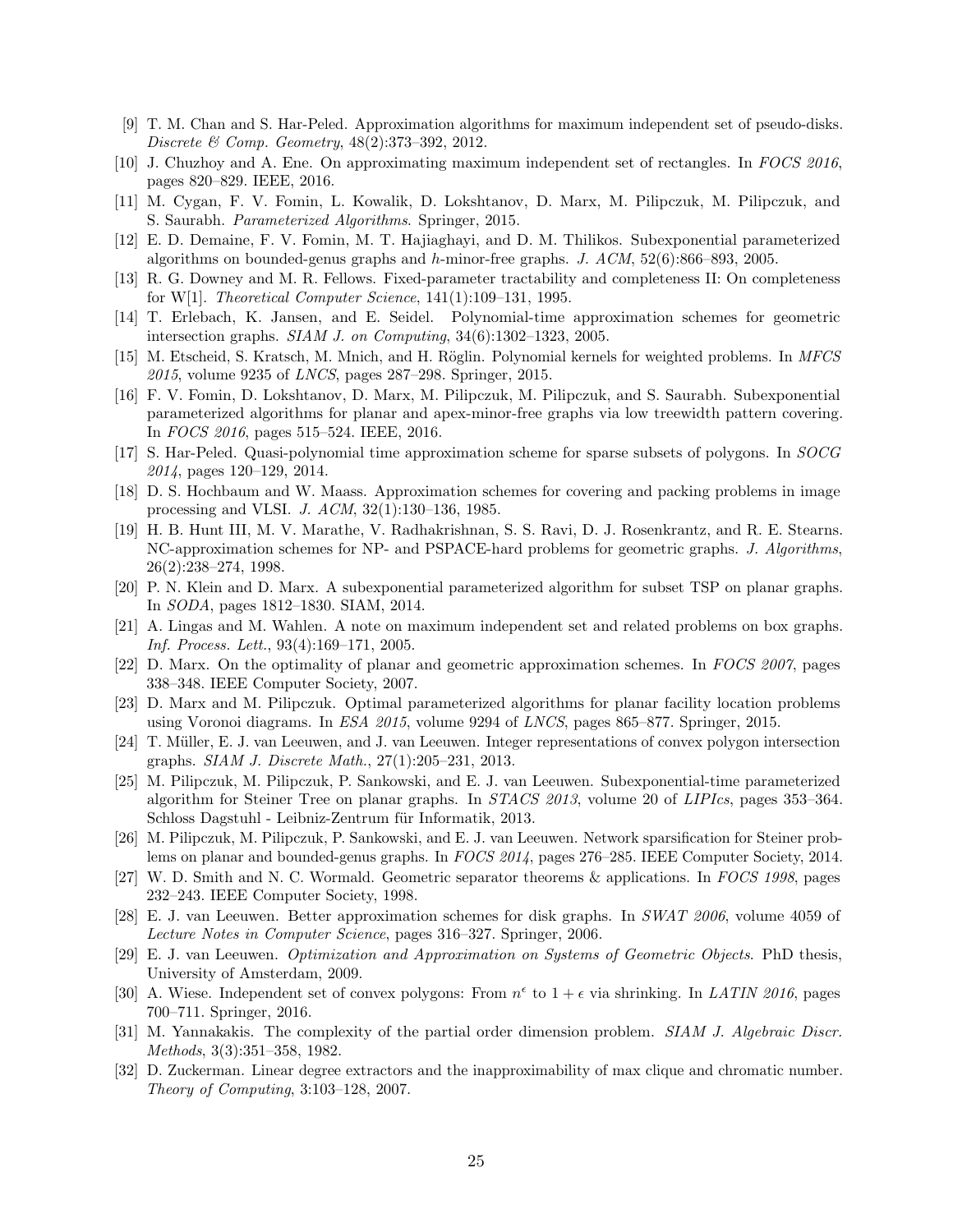[9] T. M. Chan and S. Har-Peled. Approximation algorithms for maximum independent set of pseudo-disks. *Discrete & Comp. Geometry*, 48(2):373–392, 2012.

[10] J. Chuzhoy and A. Ene. On approximating maximum independent set of rectangles. In *FOCS 2016*, pages 820–829. IEEE, 2016.

[11] M. Cygan, F. V. Fomin, L. Kowalik, D. Lokshtanov, D. Marx, M. Pilipczuk, M. Pilipczuk, and S. Saurabh. *Parameterized Algorithms*. Springer, 2015.

[12] E. D. Demaine, F. V. Fomin, M. T. Hajiaghayi, and D. M. Thilikos. Subexponential parameterized algorithms on bounded-genus graphs and $h$-minor-free graphs. *J. ACM*, 52(6):866–893, 2005.

[13] R. G. Downey and M. R. Fellows. Fixed-parameter tractability and completeness II: On completeness for W[1]. *Theoretical Computer Science*, 141(1):109–131, 1995.

[14] T. Erlebach, K. Jansen, and E. Seidel. Polynomial-time approximation schemes for geometric intersection graphs. *SIAM J. on Computing*, 34(6):1302–1323, 2005.

[15] M. Etscheid, S. Kratsch, M. Mnich, and H. Röglin. Polynomial kernels for weighted problems. In *MFCS 2015*, volume 9235 of *LNCS*, pages 287–298. Springer, 2015.

[16] F. V. Fomin, D. Lokshtanov, D. Marx, M. Pilipczuk, M. Pilipczuk, and S. Saurabh. Subexponential parameterized algorithms for planar and apex-minor-free graphs via low treewidth pattern covering. In *FOCS 2016*, pages 515–524. IEEE, 2016.

[17] S. Har-Peled. Quasi-polynomial time approximation scheme for sparse subsets of polygons. In *SOCG 2014*, pages 120–129, 2014.

[18] D. S. Hochbaum and W. Maass. Approximation schemes for covering and packing problems in image processing and VLSI. *J. ACM*, 32(1):130–136, 1985.

[19] H. B. Hunt III, M. V. Marathe, V. Radhakrishnan, S. S. Ravi, D. J. Rosenkrantz, and R. E. Stearns. NC-approximation schemes for NP- and PSPACE-hard problems for geometric graphs. *J. Algorithms*, 26(2):238–274, 1998.

[20] P. N. Klein and D. Marx. A subexponential parameterized algorithm for subset TSP on planar graphs. In *SODA*, pages 1812–1830. SIAM, 2014.

[21] A. Lingas and M. Wahlen. A note on maximum independent set and related problems on box graphs. *Inf. Process. Lett.*, 93(4):169–171, 2005.

[22] D. Marx. On the optimality of planar and geometric approximation schemes. In *FOCS 2007*, pages 338–348. IEEE Computer Society, 2007.

[23] D. Marx and M. Pilipczuk. Optimal parameterized algorithms for planar facility location problems using Voronoi diagrams. In *ESA 2015*, volume 9294 of *LNCS*, pages 865–877. Springer, 2015.

[24] T. Müller, E. J. van Leeuwen, and J. van Leeuwen. Integer representations of convex polygon intersection graphs. *SIAM J. Discrete Math.*, 27(1):205–231, 2013.

[25] M. Pilipczuk, M. Pilipczuk, P. Sankowski, and E. J. van Leeuwen. Subexponential-time parameterized algorithm for Steiner Tree on planar graphs. In *STACS 2013*, volume 20 of *LIPIcs*, pages 353–364. Schloss Dagstuhl - Leibniz-Zentrum für Informatik, 2013.

[26] M. Pilipczuk, M. Pilipczuk, P. Sankowski, and E. J. van Leeuwen. Network sparsification for Steiner problems on planar and bounded-genus graphs. In *FOCS 2014*, pages 276–285. IEEE Computer Society, 2014.

[27] W. D. Smith and N. C. Wormald. Geometric separator theorems & applications. In *FOCS 1998*, pages 232–243. IEEE Computer Society, 1998.

[28] E. J. van Leeuwen. Better approximation schemes for disk graphs. In *SWAT 2006*, volume 4059 of *Lecture Notes in Computer Science*, pages 316–327. Springer, 2006.

[29] E. J. van Leeuwen. *Optimization and Approximation on Systems of Geometric Objects*. PhD thesis, University of Amsterdam, 2009.

[30] A. Wiese. Independent set of convex polygons: From $n^\epsilon$ to $1+\epsilon$ via shrinking. In *LATIN 2016*, pages 700–711. Springer, 2016.

[31] M. Yannakakis. The complexity of the partial order dimension problem. *SIAM J. Algebraic Discr. Methods*, 3(3):351–358, 1982.

[32] D. Zuckerman. Linear degree extractors and the inapproximability of max clique and chromatic number. *Theory of Computing*, 3:103–128, 2007.